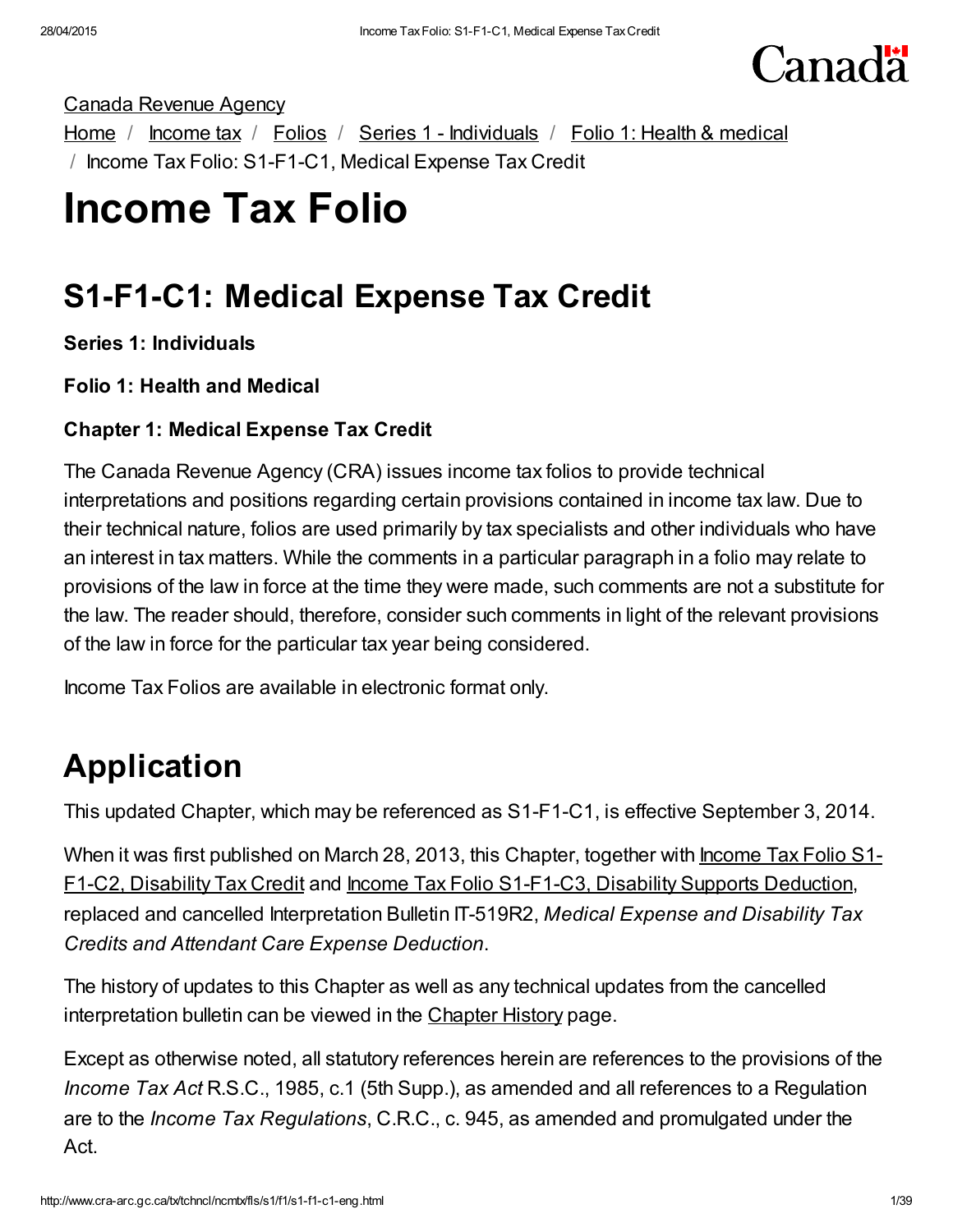Canada Revenue Agency

Home / Income tax / Folios / Series 1 - Individuals / Folio 1: Health & medical / Income Tax Folio: S1-F1-C1, Medical Expense Tax Credit

# Income Tax Folio

## S1-F1-C1: Medical Expense Tax Credit

**Series 1: Individuals**

**Folio 1: Health and Medical**

**Chapter 1: Medical Expense Tax Credit**

The Canada Revenue Agency (CRA) issues income tax folios to provide technical interpretations and positions regarding certain provisions contained in income tax law. Due to their technical nature, folios are used primarily by tax specialists and other individuals who have an interest in tax matters. While the comments in a particular paragraph in a folio may relate to provisions of the law in force at the time they were made, such comments are not a substitute for the law. The reader should, therefore, consider such comments in light of the relevant provisions of the law in force for the particular tax year being considered.

Income Tax Folios are available in electronic format only.

## Application

This updated Chapter, which may be referenced as S1-F1-C1, is effective September 3, 2014.

When it was first published on March 28, 2013, this Chapter, together with Income Tax Folio S1-F1-C2, Disability Tax Credit and Income Tax Folio S1-F1-C3, Disability Supports Deduction, replaced and cancelled Interpretation Bulletin IT-519R2, *Medical Expense and Disability Tax Credits and Attendant Care Expense Deduction*.

The history of updates to this Chapter as well as any technical updates from the cancelled interpretation bulletin can be viewed in the Chapter History page.

Except as otherwise noted, all statutory references herein are references to the provisions of the *Income Tax Act* R.S.C., 1985, c.1 (5th Supp.), as amended and all references to a Regulation are to the *Income Tax Regulations*, C.R.C., c. 945, as amended and promulgated under the Act.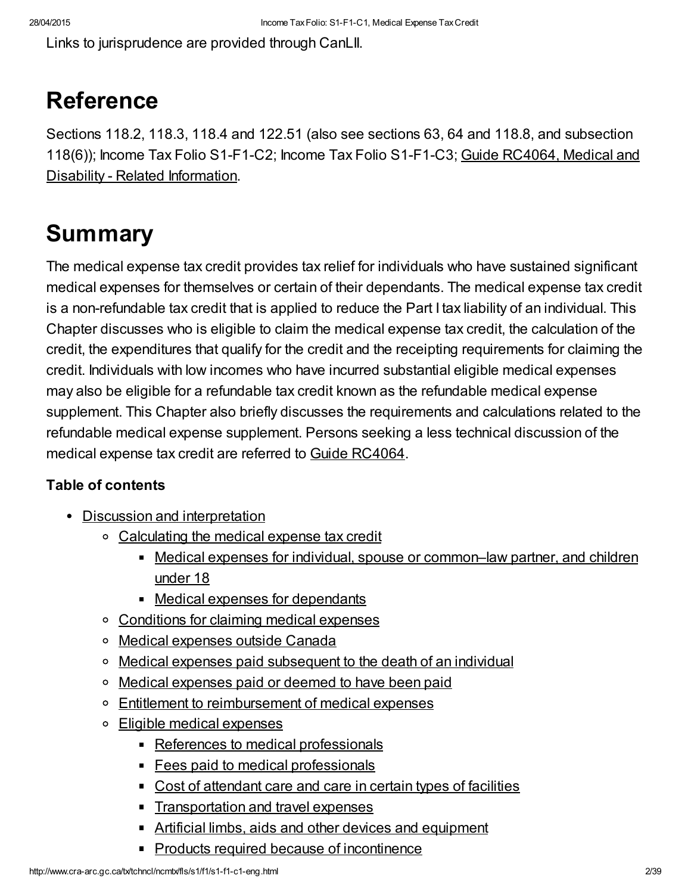Links to jurisprudence are provided through CanLII.

# Reference

Sections 118.2, 118.3, 118.4 and 122.51 (also see sections 63, 64 and 118.8, and subsection 118(6)); Income Tax Folio S1-F1-C2; Income Tax Folio S1-F1-C3; Guide RC4064, Medical and Disability - Related Information.

# Summary

The medical expense tax credit provides tax relief for individuals who have sustained significant medical expenses for themselves or certain of their dependants. The medical expense tax credit is a non-refundable tax credit that is applied to reduce the Part I tax liability of an individual. This Chapter discusses who is eligible to claim the medical expense tax credit, the calculation of the credit, the expenditures that qualify for the credit and the receipting requirements for claiming the credit. Individuals with low incomes who have incurred substantial eligible medical expenses may also be eligible for a refundable tax credit known as the refundable medical expense supplement. This Chapter also briefly discusses the requirements and calculations related to the refundable medical expense supplement. Persons seeking a less technical discussion of the medical expense tax credit are referred to Guide RC4064.

**Table of contents**

- Discussion and interpretation
  - Calculating the medical expense tax credit
    - Medical expenses for individual, spouse or common–law partner, and children under 18
    - Medical expenses for dependants
  - Conditions for claiming medical expenses
  - Medical expenses outside Canada
  - Medical expenses paid subsequent to the death of an individual
  - Medical expenses paid or deemed to have been paid
  - Entitlement to reimbursement of medical expenses
  - Eligible medical expenses
    - References to medical professionals
    - Fees paid to medical professionals
    - Cost of attendant care and care in certain types of facilities
    - Transportation and travel expenses
    - Artificial limbs, aids and other devices and equipment
    - Products required because of incontinence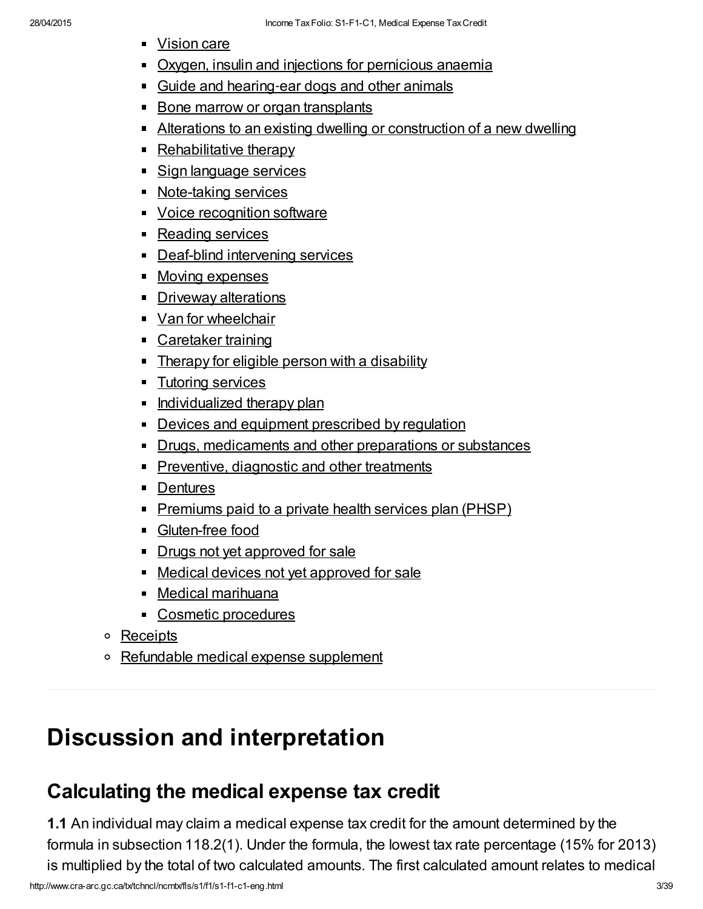- Vision care
- Oxygen, insulin and injections for pernicious anaemia
- Guide and hearing-ear dogs and other animals
- Bone marrow or organ transplants
- Alterations to an existing dwelling or construction of a new dwelling
- Rehabilitative therapy
- Sign language services
- Note-taking services
- Voice recognition software
- Reading services
- Deaf-blind intervening services
- Moving expenses
- Driveway alterations
- Van for wheelchair
- Caretaker training
- Therapy for eligible person with a disability
- Tutoring services
- Individualized therapy plan
- Devices and equipment prescribed by regulation
- Drugs, medicaments and other preparations or substances
- Preventive, diagnostic and other treatments
- Dentures
- Premiums paid to a private health services plan (PHSP)
- Gluten-free food
- Drugs not yet approved for sale
- Medical devices not yet approved for sale
- Medical marihuana
- Cosmetic procedures

- Receipts
- Refundable medical expense supplement

# Discussion and interpretation

## Calculating the medical expense tax credit

**1.1** An individual may claim a medical expense tax credit for the amount determined by the formula in subsection 118.2(1). Under the formula, the lowest tax rate percentage (15% for 2013) is multiplied by the total of two calculated amounts. The first calculated amount relates to medical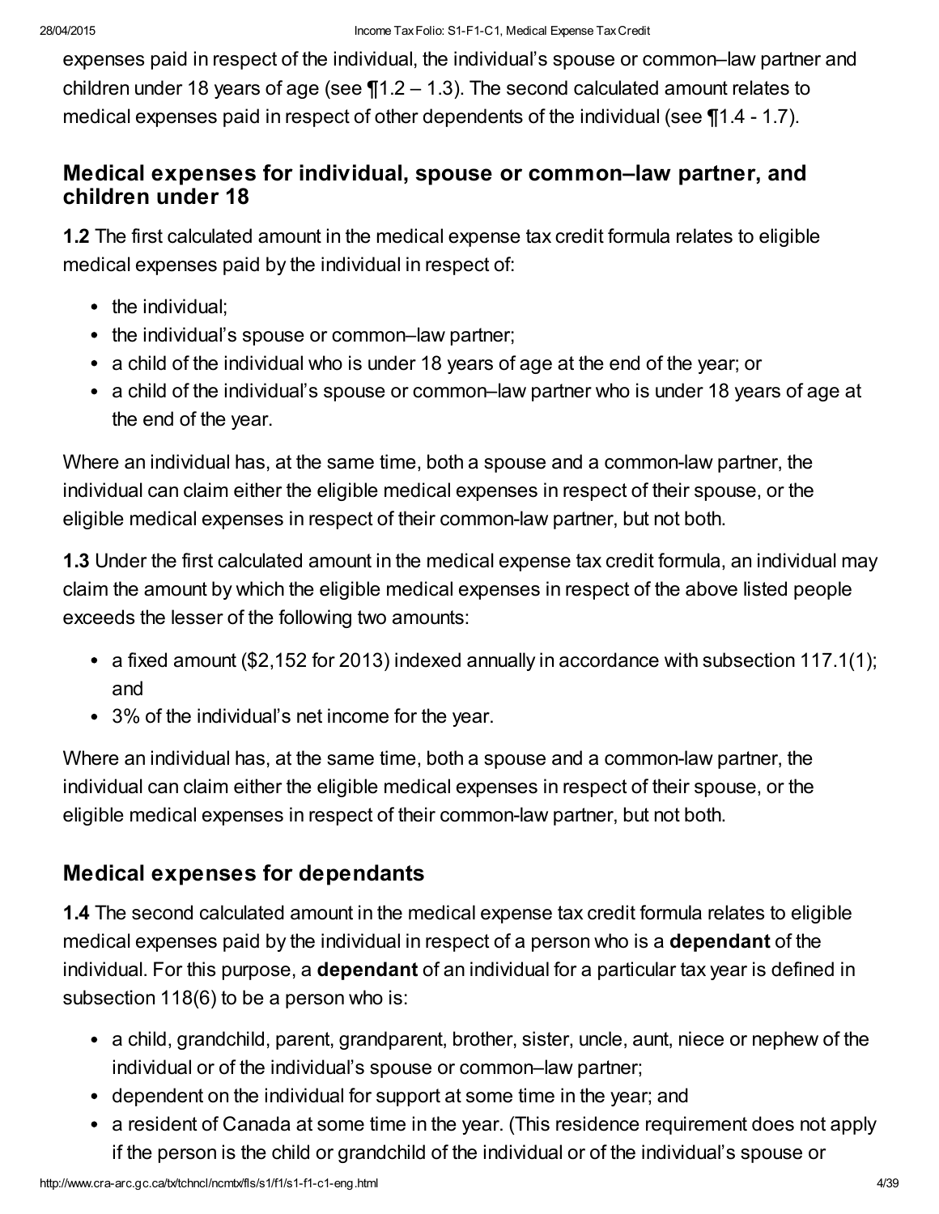expenses paid in respect of the individual, the individual's spouse or common–law partner and children under 18 years of age (see ¶1.2 – 1.3). The second calculated amount relates to medical expenses paid in respect of other dependents of the individual (see ¶1.4 - 1.7).

## Medical expenses for individual, spouse or common–law partner, and children under 18

**1.2** The first calculated amount in the medical expense tax credit formula relates to eligible medical expenses paid by the individual in respect of:

- the individual;
- the individual's spouse or common–law partner;
- a child of the individual who is under 18 years of age at the end of the year; or
- a child of the individual's spouse or common–law partner who is under 18 years of age at the end of the year.

Where an individual has, at the same time, both a spouse and a common-law partner, the individual can claim either the eligible medical expenses in respect of their spouse, or the eligible medical expenses in respect of their common-law partner, but not both.

**1.3** Under the first calculated amount in the medical expense tax credit formula, an individual may claim the amount by which the eligible medical expenses in respect of the above listed people exceeds the lesser of the following two amounts:

- a fixed amount ($2,152 for 2013) indexed annually in accordance with subsection 117.1(1); and
- 3% of the individual's net income for the year.

Where an individual has, at the same time, both a spouse and a common-law partner, the individual can claim either the eligible medical expenses in respect of their spouse, or the eligible medical expenses in respect of their common-law partner, but not both.

## Medical expenses for dependants

**1.4** The second calculated amount in the medical expense tax credit formula relates to eligible medical expenses paid by the individual in respect of a person who is a **dependant** of the individual. For this purpose, a **dependant** of an individual for a particular tax year is defined in subsection 118(6) to be a person who is:

- a child, grandchild, parent, grandparent, brother, sister, uncle, aunt, niece or nephew of the individual or of the individual's spouse or common–law partner;
- dependent on the individual for support at some time in the year; and
- a resident of Canada at some time in the year. (This residence requirement does not apply if the person is the child or grandchild of the individual or of the individual's spouse or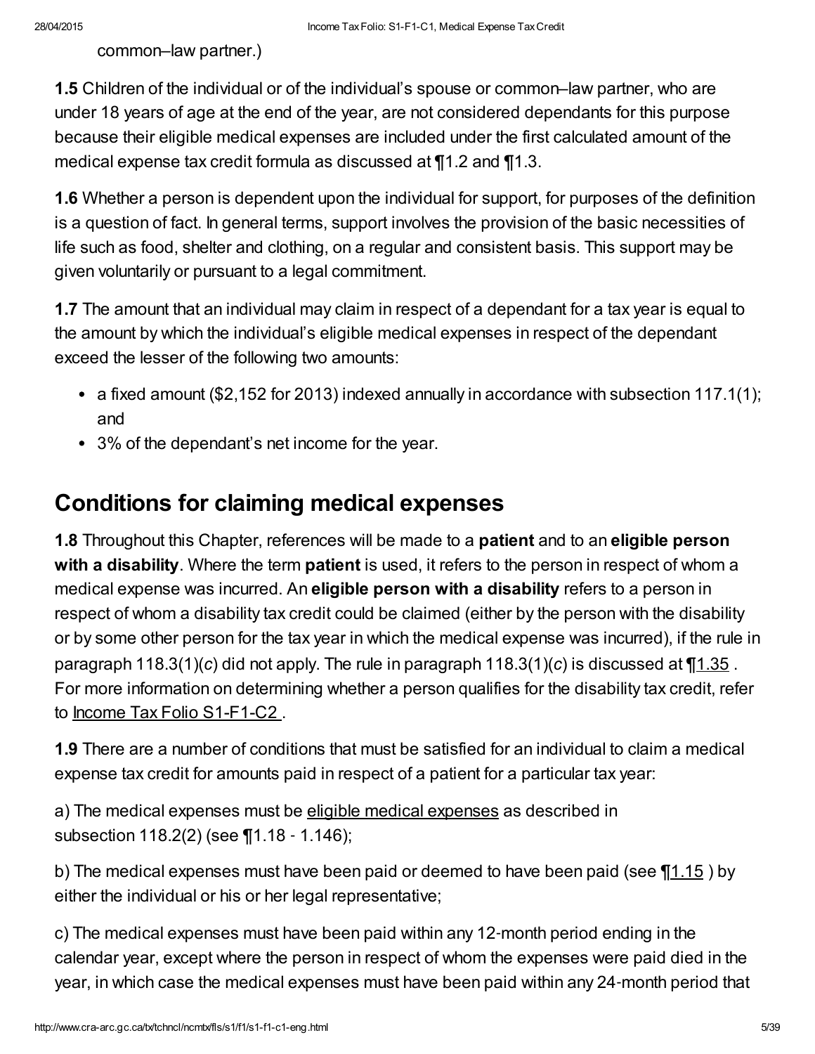common–law partner.)

**1.5** Children of the individual or of the individual's spouse or common–law partner, who are under 18 years of age at the end of the year, are not considered dependants for this purpose because their eligible medical expenses are included under the first calculated amount of the medical expense tax credit formula as discussed at ¶1.2 and ¶1.3.

**1.6** Whether a person is dependent upon the individual for support, for purposes of the definition is a question of fact. In general terms, support involves the provision of the basic necessities of life such as food, shelter and clothing, on a regular and consistent basis. This support may be given voluntarily or pursuant to a legal commitment.

**1.7** The amount that an individual may claim in respect of a dependant for a tax year is equal to the amount by which the individual's eligible medical expenses in respect of the dependant exceed the lesser of the following two amounts:

- a fixed amount ($2,152 for 2013) indexed annually in accordance with subsection 117.1(1); and
- 3% of the dependant's net income for the year.

## Conditions for claiming medical expenses

**1.8** Throughout this Chapter, references will be made to a **patient** and to an **eligible person with a disability**. Where the term **patient** is used, it refers to the person in respect of whom a medical expense was incurred. An **eligible person with a disability** refers to a person in respect of whom a disability tax credit could be claimed (either by the person with the disability or by some other person for the tax year in which the medical expense was incurred), if the rule in paragraph 118.3(1)(*c*) did not apply. The rule in paragraph 118.3(1)(*c*) is discussed at ¶1.35 . For more information on determining whether a person qualifies for the disability tax credit, refer to Income Tax Folio S1-F1-C2 .

**1.9** There are a number of conditions that must be satisfied for an individual to claim a medical expense tax credit for amounts paid in respect of a patient for a particular tax year:

a) The medical expenses must be eligible medical expenses as described in subsection 118.2(2) (see ¶1.18 - 1.146);

b) The medical expenses must have been paid or deemed to have been paid (see ¶1.15 ) by either the individual or his or her legal representative;

c) The medical expenses must have been paid within any 12-month period ending in the calendar year, except where the person in respect of whom the expenses were paid died in the year, in which case the medical expenses must have been paid within any 24-month period that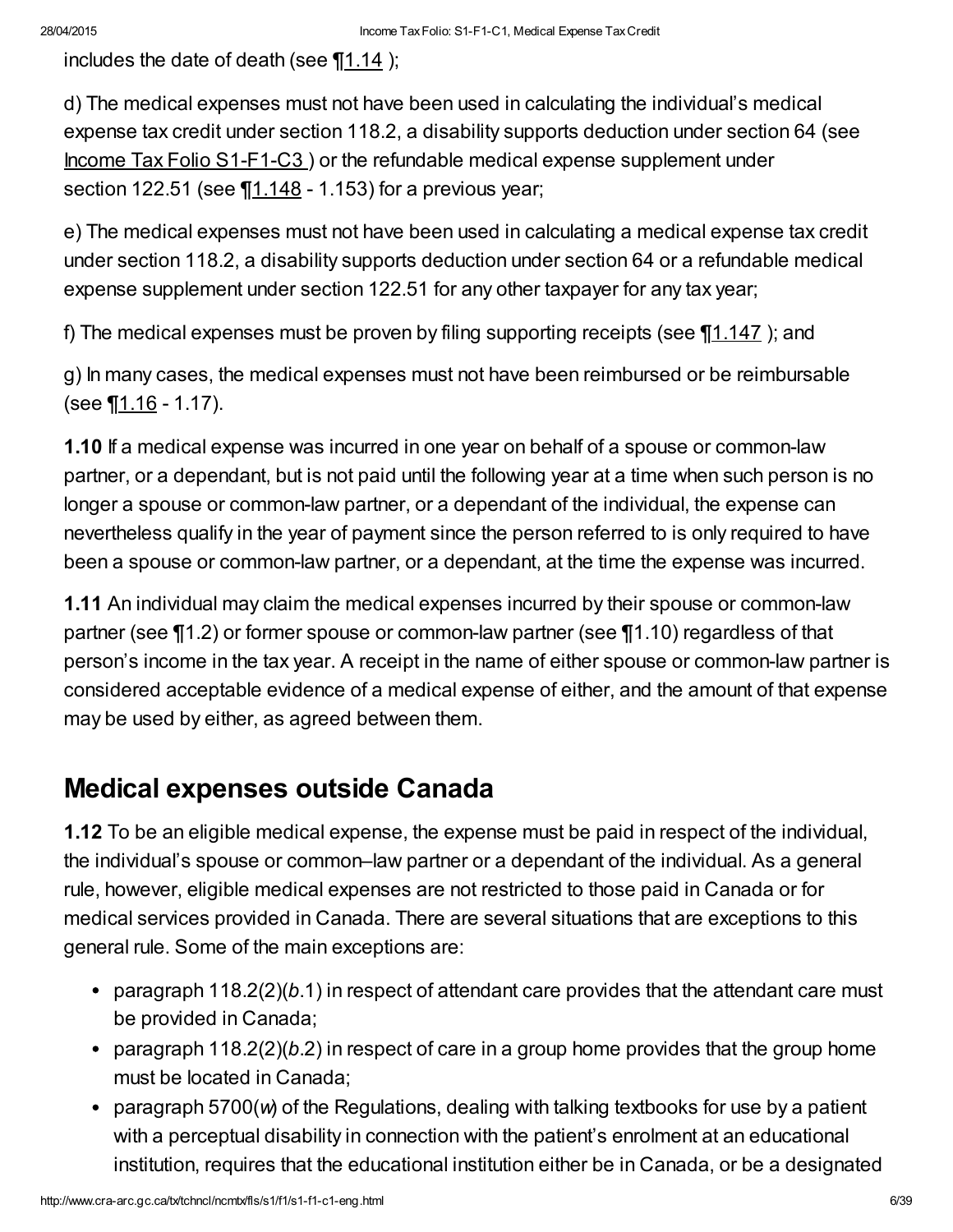includes the date of death (see ¶1.14 );

d) The medical expenses must not have been used in calculating the individual's medical expense tax credit under section 118.2, a disability supports deduction under section 64 (see Income Tax Folio S1-F1-C3 ) or the refundable medical expense supplement under section 122.51 (see ¶1.148 - 1.153) for a previous year;

e) The medical expenses must not have been used in calculating a medical expense tax credit under section 118.2, a disability supports deduction under section 64 or a refundable medical expense supplement under section 122.51 for any other taxpayer for any tax year;

f) The medical expenses must be proven by filing supporting receipts (see ¶1.147 ); and

g) In many cases, the medical expenses must not have been reimbursed or be reimbursable (see ¶1.16 - 1.17).

**1.10** If a medical expense was incurred in one year on behalf of a spouse or common-law partner, or a dependant, but is not paid until the following year at a time when such person is no longer a spouse or common-law partner, or a dependant of the individual, the expense can nevertheless qualify in the year of payment since the person referred to is only required to have been a spouse or common-law partner, or a dependant, at the time the expense was incurred.

**1.11** An individual may claim the medical expenses incurred by their spouse or common-law partner (see ¶1.2) or former spouse or common-law partner (see ¶1.10) regardless of that person's income in the tax year. A receipt in the name of either spouse or common-law partner is considered acceptable evidence of a medical expense of either, and the amount of that expense may be used by either, as agreed between them.

## Medical expenses outside Canada

**1.12** To be an eligible medical expense, the expense must be paid in respect of the individual, the individual's spouse or common–law partner or a dependant of the individual. As a general rule, however, eligible medical expenses are not restricted to those paid in Canada or for medical services provided in Canada. There are several situations that are exceptions to this general rule. Some of the main exceptions are:

- paragraph 118.2(2)(*b*.1) in respect of attendant care provides that the attendant care must be provided in Canada;
- paragraph 118.2(2)(*b*.2) in respect of care in a group home provides that the group home must be located in Canada;
- paragraph 5700(*w*) of the Regulations, dealing with talking textbooks for use by a patient with a perceptual disability in connection with the patient's enrolment at an educational institution, requires that the educational institution either be in Canada, or be a designated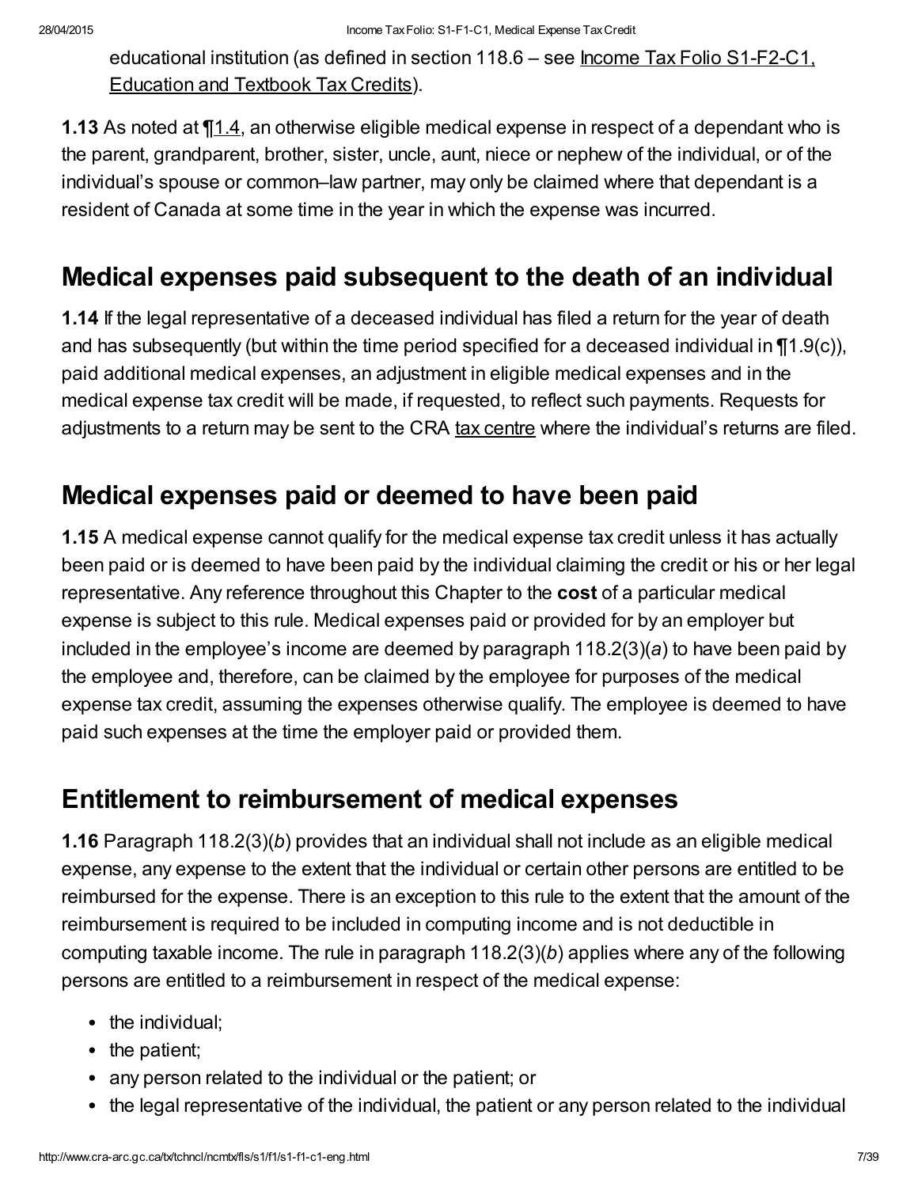educational institution (as defined in section 118.6 – see Income Tax Folio S1-F2-C1, Education and Textbook Tax Credits).

**1.13** As noted at ¶1.4, an otherwise eligible medical expense in respect of a dependant who is the parent, grandparent, brother, sister, uncle, aunt, niece or nephew of the individual, or of the individual's spouse or common–law partner, may only be claimed where that dependant is a resident of Canada at some time in the year in which the expense was incurred.

## Medical expenses paid subsequent to the death of an individual

**1.14** If the legal representative of a deceased individual has filed a return for the year of death and has subsequently (but within the time period specified for a deceased individual in ¶1.9(c)), paid additional medical expenses, an adjustment in eligible medical expenses and in the medical expense tax credit will be made, if requested, to reflect such payments. Requests for adjustments to a return may be sent to the CRA tax centre where the individual's returns are filed.

## Medical expenses paid or deemed to have been paid

**1.15** A medical expense cannot qualify for the medical expense tax credit unless it has actually been paid or is deemed to have been paid by the individual claiming the credit or his or her legal representative. Any reference throughout this Chapter to the **cost** of a particular medical expense is subject to this rule. Medical expenses paid or provided for by an employer but included in the employee's income are deemed by paragraph 118.2(3)(*a*) to have been paid by the employee and, therefore, can be claimed by the employee for purposes of the medical expense tax credit, assuming the expenses otherwise qualify. The employee is deemed to have paid such expenses at the time the employer paid or provided them.

## Entitlement to reimbursement of medical expenses

**1.16** Paragraph 118.2(3)(*b*) provides that an individual shall not include as an eligible medical expense, any expense to the extent that the individual or certain other persons are entitled to be reimbursed for the expense. There is an exception to this rule to the extent that the amount of the reimbursement is required to be included in computing income and is not deductible in computing taxable income. The rule in paragraph 118.2(3)(*b*) applies where any of the following persons are entitled to a reimbursement in respect of the medical expense:

- the individual;
- the patient;
- any person related to the individual or the patient; or
- the legal representative of the individual, the patient or any person related to the individual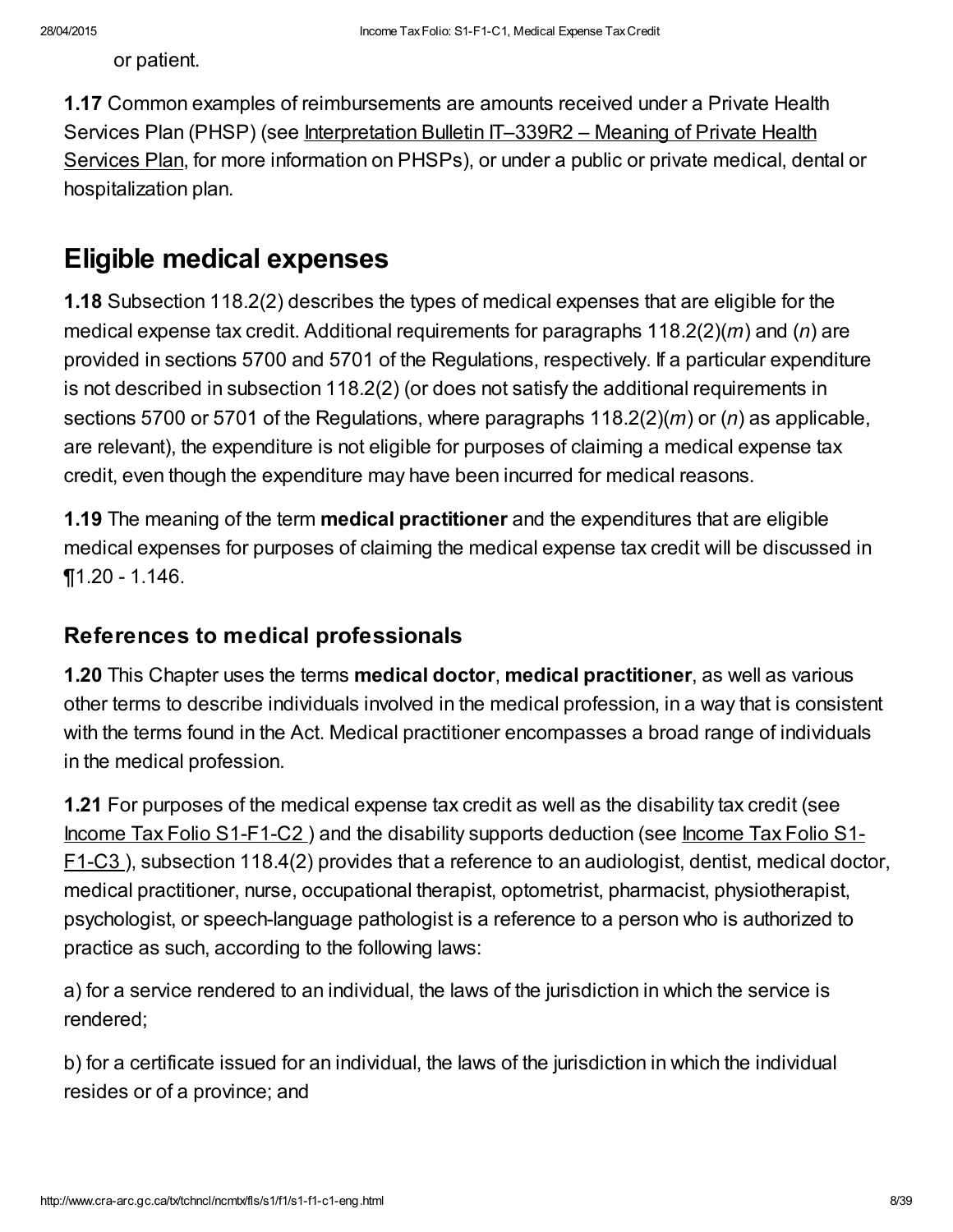or patient.

**1.17** Common examples of reimbursements are amounts received under a Private Health Services Plan (PHSP) (see Interpretation Bulletin IT–339R2 – Meaning of Private Health Services Plan, for more information on PHSPs), or under a public or private medical, dental or hospitalization plan.

## Eligible medical expenses

**1.18** Subsection 118.2(2) describes the types of medical expenses that are eligible for the medical expense tax credit. Additional requirements for paragraphs 118.2(2)(*m*) and (*n*) are provided in sections 5700 and 5701 of the Regulations, respectively. If a particular expenditure is not described in subsection 118.2(2) (or does not satisfy the additional requirements in sections 5700 or 5701 of the Regulations, where paragraphs 118.2(2)(*m*) or (*n*) as applicable, are relevant), the expenditure is not eligible for purposes of claiming a medical expense tax credit, even though the expenditure may have been incurred for medical reasons.

**1.19** The meaning of the term **medical practitioner** and the expenditures that are eligible medical expenses for purposes of claiming the medical expense tax credit will be discussed in ¶1.20 - 1.146.

### References to medical professionals

**1.20** This Chapter uses the terms **medical doctor**, **medical practitioner**, as well as various other terms to describe individuals involved in the medical profession, in a way that is consistent with the terms found in the Act. Medical practitioner encompasses a broad range of individuals in the medical profession.

**1.21** For purposes of the medical expense tax credit as well as the disability tax credit (see Income Tax Folio S1-F1-C2 ) and the disability supports deduction (see Income Tax Folio S1-F1-C3 ), subsection 118.4(2) provides that a reference to an audiologist, dentist, medical doctor, medical practitioner, nurse, occupational therapist, optometrist, pharmacist, physiotherapist, psychologist, or speech-language pathologist is a reference to a person who is authorized to practice as such, according to the following laws:

a) for a service rendered to an individual, the laws of the jurisdiction in which the service is rendered;

b) for a certificate issued for an individual, the laws of the jurisdiction in which the individual resides or of a province; and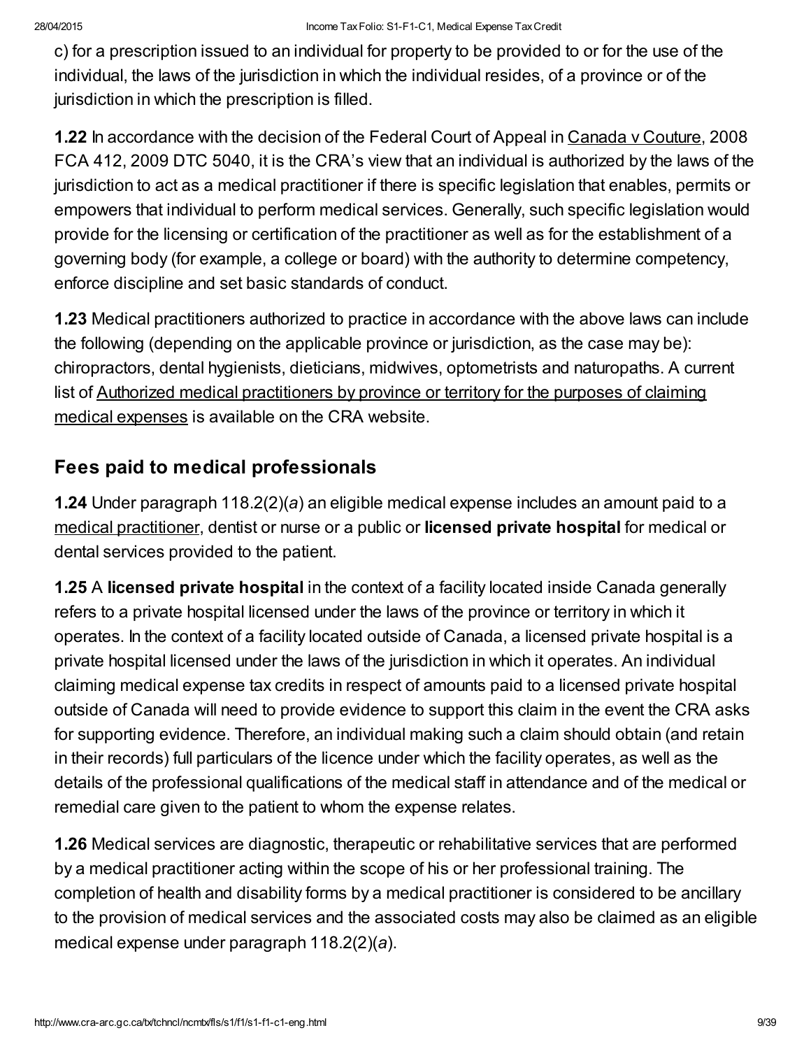c) for a prescription issued to an individual for property to be provided to or for the use of the individual, the laws of the jurisdiction in which the individual resides, of a province or of the jurisdiction in which the prescription is filled.

**1.22** In accordance with the decision of the Federal Court of Appeal in Canada v Couture, 2008 FCA 412, 2009 DTC 5040, it is the CRA's view that an individual is authorized by the laws of the jurisdiction to act as a medical practitioner if there is specific legislation that enables, permits or empowers that individual to perform medical services. Generally, such specific legislation would provide for the licensing or certification of the practitioner as well as for the establishment of a governing body (for example, a college or board) with the authority to determine competency, enforce discipline and set basic standards of conduct.

**1.23** Medical practitioners authorized to practice in accordance with the above laws can include the following (depending on the applicable province or jurisdiction, as the case may be): chiropractors, dental hygienists, dieticians, midwives, optometrists and naturopaths. A current list of Authorized medical practitioners by province or territory for the purposes of claiming medical expenses is available on the CRA website.

## Fees paid to medical professionals

**1.24** Under paragraph 118.2(2)(*a*) an eligible medical expense includes an amount paid to a medical practitioner, dentist or nurse or a public or **licensed private hospital** for medical or dental services provided to the patient.

**1.25** A **licensed private hospital** in the context of a facility located inside Canada generally refers to a private hospital licensed under the laws of the province or territory in which it operates. In the context of a facility located outside of Canada, a licensed private hospital is a private hospital licensed under the laws of the jurisdiction in which it operates. An individual claiming medical expense tax credits in respect of amounts paid to a licensed private hospital outside of Canada will need to provide evidence to support this claim in the event the CRA asks for supporting evidence. Therefore, an individual making such a claim should obtain (and retain in their records) full particulars of the licence under which the facility operates, as well as the details of the professional qualifications of the medical staff in attendance and of the medical or remedial care given to the patient to whom the expense relates.

**1.26** Medical services are diagnostic, therapeutic or rehabilitative services that are performed by a medical practitioner acting within the scope of his or her professional training. The completion of health and disability forms by a medical practitioner is considered to be ancillary to the provision of medical services and the associated costs may also be claimed as an eligible medical expense under paragraph 118.2(2)(*a*).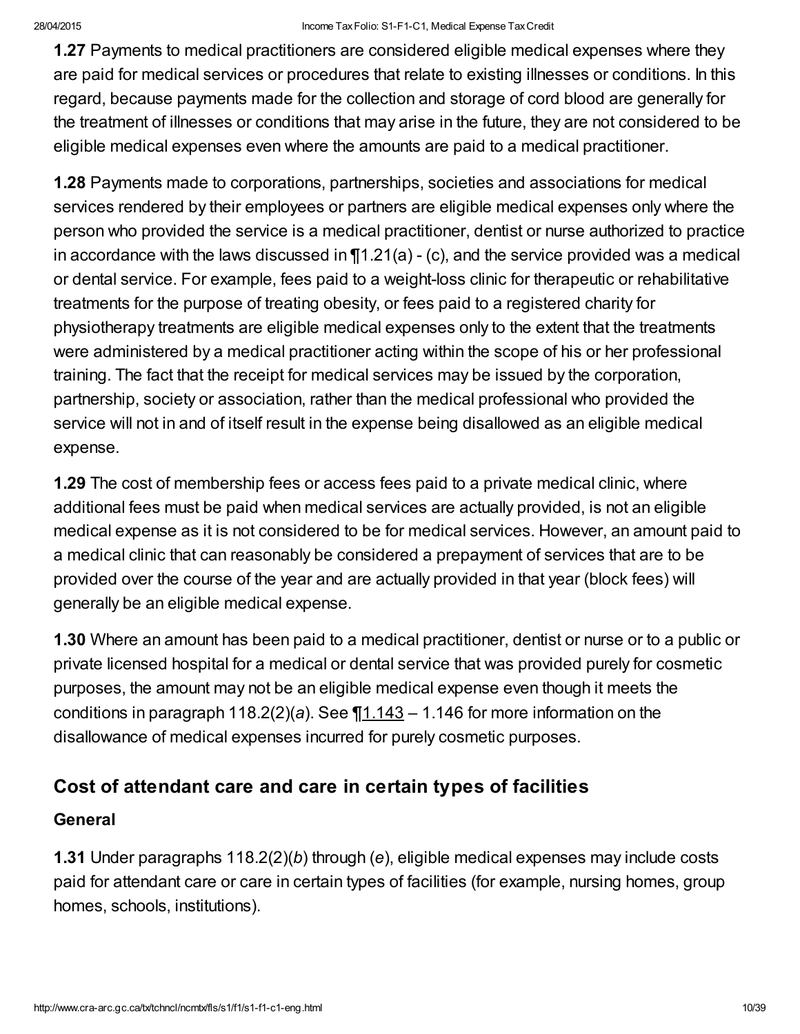**1.27** Payments to medical practitioners are considered eligible medical expenses where they are paid for medical services or procedures that relate to existing illnesses or conditions. In this regard, because payments made for the collection and storage of cord blood are generally for the treatment of illnesses or conditions that may arise in the future, they are not considered to be eligible medical expenses even where the amounts are paid to a medical practitioner.

**1.28** Payments made to corporations, partnerships, societies and associations for medical services rendered by their employees or partners are eligible medical expenses only where the person who provided the service is a medical practitioner, dentist or nurse authorized to practice in accordance with the laws discussed in ¶1.21(a) - (c), and the service provided was a medical or dental service. For example, fees paid to a weight-loss clinic for therapeutic or rehabilitative treatments for the purpose of treating obesity, or fees paid to a registered charity for physiotherapy treatments are eligible medical expenses only to the extent that the treatments were administered by a medical practitioner acting within the scope of his or her professional training. The fact that the receipt for medical services may be issued by the corporation, partnership, society or association, rather than the medical professional who provided the service will not in and of itself result in the expense being disallowed as an eligible medical expense.

**1.29** The cost of membership fees or access fees paid to a private medical clinic, where additional fees must be paid when medical services are actually provided, is not an eligible medical expense as it is not considered to be for medical services. However, an amount paid to a medical clinic that can reasonably be considered a prepayment of services that are to be provided over the course of the year and are actually provided in that year (block fees) will generally be an eligible medical expense.

**1.30** Where an amount has been paid to a medical practitioner, dentist or nurse or to a public or private licensed hospital for a medical or dental service that was provided purely for cosmetic purposes, the amount may not be an eligible medical expense even though it meets the conditions in paragraph 118.2(2)(*a*). See ¶1.143 – 1.146 for more information on the disallowance of medical expenses incurred for purely cosmetic purposes.

## Cost of attendant care and care in certain types of facilities

### General

**1.31** Under paragraphs 118.2(2)(*b*) through (*e*), eligible medical expenses may include costs paid for attendant care or care in certain types of facilities (for example, nursing homes, group homes, schools, institutions).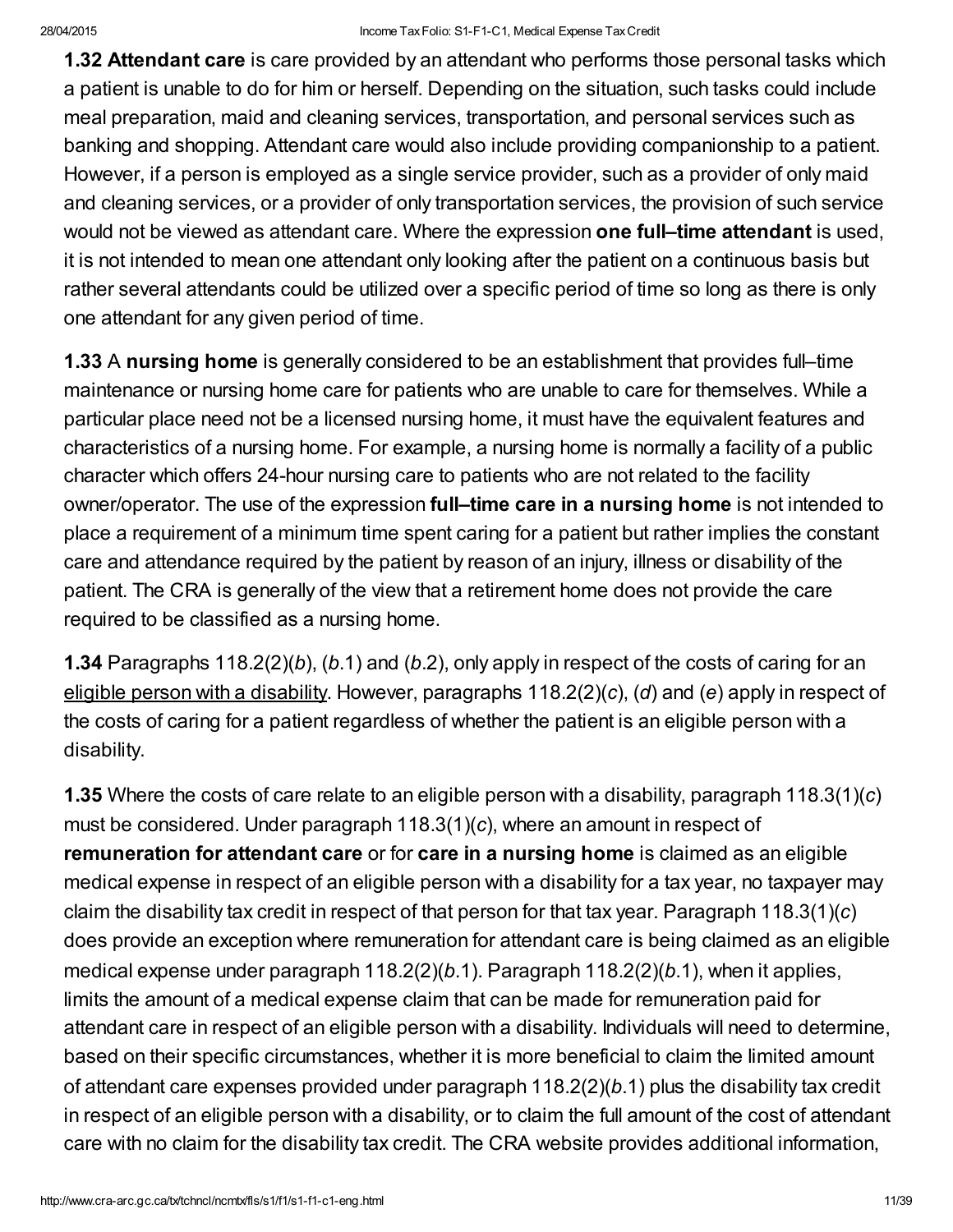**1.32 Attendant care** is care provided by an attendant who performs those personal tasks which a patient is unable to do for him or herself. Depending on the situation, such tasks could include meal preparation, maid and cleaning services, transportation, and personal services such as banking and shopping. Attendant care would also include providing companionship to a patient. However, if a person is employed as a single service provider, such as a provider of only maid and cleaning services, or a provider of only transportation services, the provision of such service would not be viewed as attendant care. Where the expression **one full–time attendant** is used, it is not intended to mean one attendant only looking after the patient on a continuous basis but rather several attendants could be utilized over a specific period of time so long as there is only one attendant for any given period of time.

**1.33** A **nursing home** is generally considered to be an establishment that provides full–time maintenance or nursing home care for patients who are unable to care for themselves. While a particular place need not be a licensed nursing home, it must have the equivalent features and characteristics of a nursing home. For example, a nursing home is normally a facility of a public character which offers 24-hour nursing care to patients who are not related to the facility owner/operator. The use of the expression **full–time care in a nursing home** is not intended to place a requirement of a minimum time spent caring for a patient but rather implies the constant care and attendance required by the patient by reason of an injury, illness or disability of the patient. The CRA is generally of the view that a retirement home does not provide the care required to be classified as a nursing home.

**1.34** Paragraphs 118.2(2)(*b*), (*b*.1) and (*b*.2), only apply in respect of the costs of caring for an eligible person with a disability. However, paragraphs 118.2(2)(*c*), (*d*) and (*e*) apply in respect of the costs of caring for a patient regardless of whether the patient is an eligible person with a disability.

**1.35** Where the costs of care relate to an eligible person with a disability, paragraph 118.3(1)(*c*) must be considered. Under paragraph 118.3(1)(*c*), where an amount in respect of **remuneration for attendant care** or for **care in a nursing home** is claimed as an eligible medical expense in respect of an eligible person with a disability for a tax year, no taxpayer may claim the disability tax credit in respect of that person for that tax year. Paragraph 118.3(1)(*c*) does provide an exception where remuneration for attendant care is being claimed as an eligible medical expense under paragraph 118.2(2)(*b*.1). Paragraph 118.2(2)(*b*.1), when it applies, limits the amount of a medical expense claim that can be made for remuneration paid for attendant care in respect of an eligible person with a disability. Individuals will need to determine, based on their specific circumstances, whether it is more beneficial to claim the limited amount of attendant care expenses provided under paragraph 118.2(2)(*b*.1) plus the disability tax credit in respect of an eligible person with a disability, or to claim the full amount of the cost of attendant care with no claim for the disability tax credit. The CRA website provides additional information,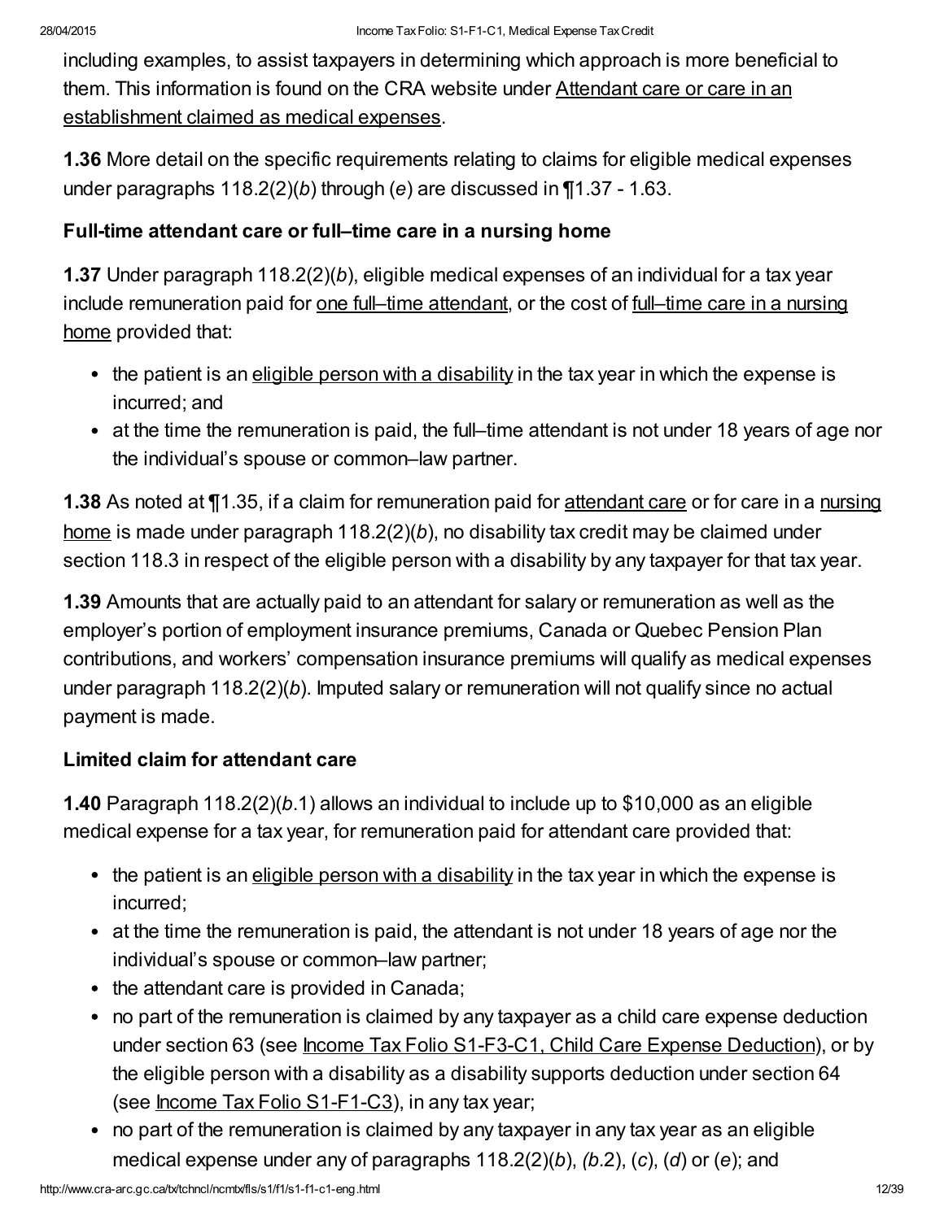including examples, to assist taxpayers in determining which approach is more beneficial to them. This information is found on the CRA website under Attendant care or care in an establishment claimed as medical expenses.

**1.36** More detail on the specific requirements relating to claims for eligible medical expenses under paragraphs 118.2(2)(*b*) through (*e*) are discussed in ¶1.37 - 1.63.

### Full-time attendant care or full–time care in a nursing home

**1.37** Under paragraph 118.2(2)(*b*), eligible medical expenses of an individual for a tax year include remuneration paid for one full–time attendant, or the cost of full–time care in a nursing home provided that:

- the patient is an eligible person with a disability in the tax year in which the expense is incurred; and
- at the time the remuneration is paid, the full–time attendant is not under 18 years of age nor the individual's spouse or common–law partner.

**1.38** As noted at ¶1.35, if a claim for remuneration paid for attendant care or for care in a nursing home is made under paragraph 118.2(2)(*b*), no disability tax credit may be claimed under section 118.3 in respect of the eligible person with a disability by any taxpayer for that tax year.

**1.39** Amounts that are actually paid to an attendant for salary or remuneration as well as the employer's portion of employment insurance premiums, Canada or Quebec Pension Plan contributions, and workers' compensation insurance premiums will qualify as medical expenses under paragraph 118.2(2)(*b*). Imputed salary or remuneration will not qualify since no actual payment is made.

### Limited claim for attendant care

**1.40** Paragraph 118.2(2)(*b*.1) allows an individual to include up to $10,000 as an eligible medical expense for a tax year, for remuneration paid for attendant care provided that:

- the patient is an eligible person with a disability in the tax year in which the expense is incurred;
- at the time the remuneration is paid, the attendant is not under 18 years of age nor the individual's spouse or common–law partner;
- the attendant care is provided in Canada;
- no part of the remuneration is claimed by any taxpayer as a child care expense deduction under section 63 (see Income Tax Folio S1-F3-C1, Child Care Expense Deduction), or by the eligible person with a disability as a disability supports deduction under section 64 (see Income Tax Folio S1-F1-C3), in any tax year;
- no part of the remuneration is claimed by any taxpayer in any tax year as an eligible medical expense under any of paragraphs 118.2(2)(*b*), (*b*.2), (*c*), (*d*) or (*e*); and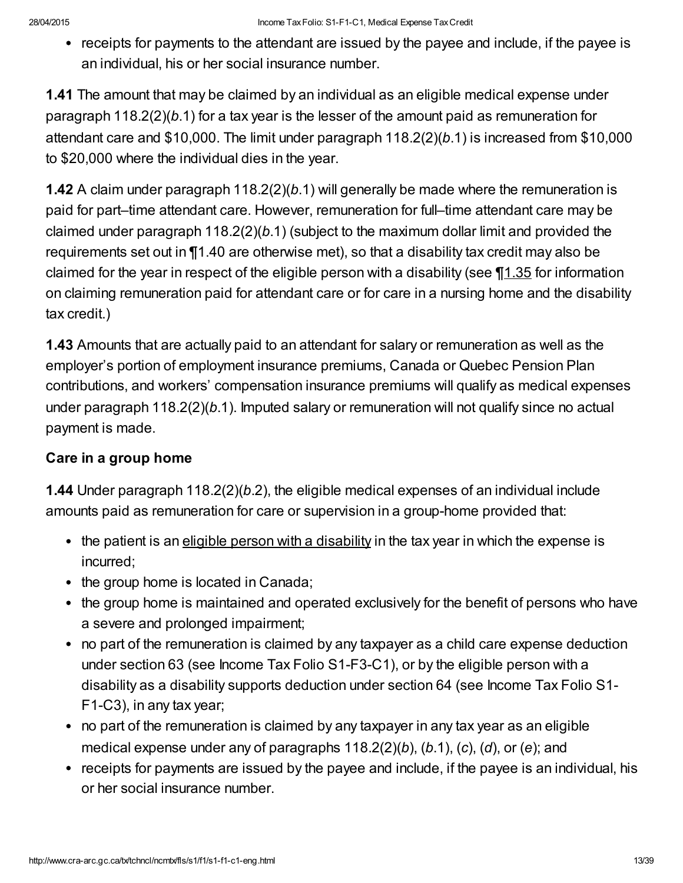- receipts for payments to the attendant are issued by the payee and include, if the payee is an individual, his or her social insurance number.

**1.41** The amount that may be claimed by an individual as an eligible medical expense under paragraph 118.2(2)(*b*.1) for a tax year is the lesser of the amount paid as remuneration for attendant care and $10,000. The limit under paragraph 118.2(2)(*b*.1) is increased from $10,000 to $20,000 where the individual dies in the year.

**1.42** A claim under paragraph 118.2(2)(*b*.1) will generally be made where the remuneration is paid for part–time attendant care. However, remuneration for full–time attendant care may be claimed under paragraph 118.2(2)(*b*.1) (subject to the maximum dollar limit and provided the requirements set out in ¶1.40 are otherwise met), so that a disability tax credit may also be claimed for the year in respect of the eligible person with a disability (see ¶1.35 for information on claiming remuneration paid for attendant care or for care in a nursing home and the disability tax credit.)

**1.43** Amounts that are actually paid to an attendant for salary or remuneration as well as the employer's portion of employment insurance premiums, Canada or Quebec Pension Plan contributions, and workers' compensation insurance premiums will qualify as medical expenses under paragraph 118.2(2)(*b*.1). Imputed salary or remuneration will not qualify since no actual payment is made.

### Care in a group home

**1.44** Under paragraph 118.2(2)(*b*.2), the eligible medical expenses of an individual include amounts paid as remuneration for care or supervision in a group-home provided that:

- the patient is an eligible person with a disability in the tax year in which the expense is incurred;
- the group home is located in Canada;
- the group home is maintained and operated exclusively for the benefit of persons who have a severe and prolonged impairment;
- no part of the remuneration is claimed by any taxpayer as a child care expense deduction under section 63 (see Income Tax Folio S1-F3-C1), or by the eligible person with a disability as a disability supports deduction under section 64 (see Income Tax Folio S1-F1-C3), in any tax year;
- no part of the remuneration is claimed by any taxpayer in any tax year as an eligible medical expense under any of paragraphs 118.2(2)(*b*), (*b*.1), (*c*), (*d*), or (*e*); and
- receipts for payments are issued by the payee and include, if the payee is an individual, his or her social insurance number.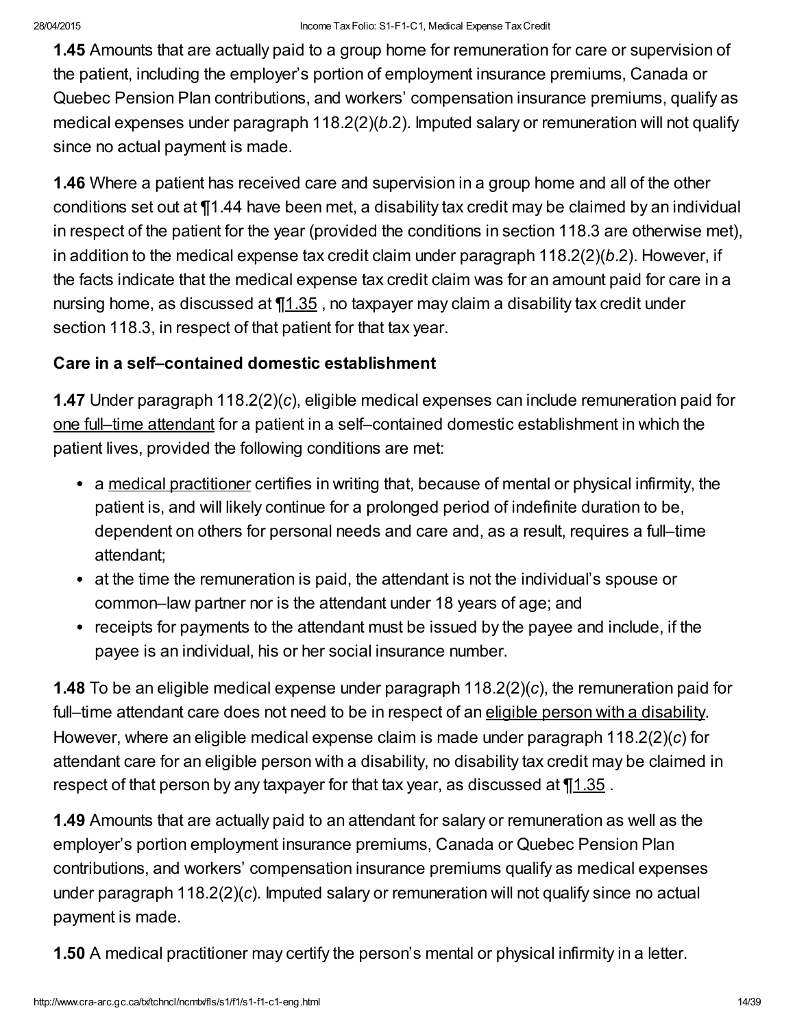**1.45** Amounts that are actually paid to a group home for remuneration for care or supervision of the patient, including the employer's portion of employment insurance premiums, Canada or Quebec Pension Plan contributions, and workers' compensation insurance premiums, qualify as medical expenses under paragraph 118.2(2)(*b*.2). Imputed salary or remuneration will not qualify since no actual payment is made.

**1.46** Where a patient has received care and supervision in a group home and all of the other conditions set out at ¶1.44 have been met, a disability tax credit may be claimed by an individual in respect of the patient for the year (provided the conditions in section 118.3 are otherwise met), in addition to the medical expense tax credit claim under paragraph 118.2(2)(*b*.2). However, if the facts indicate that the medical expense tax credit claim was for an amount paid for care in a nursing home, as discussed at ¶1.35 , no taxpayer may claim a disability tax credit under section 118.3, in respect of that patient for that tax year.

### Care in a self–contained domestic establishment

**1.47** Under paragraph 118.2(2)(*c*), eligible medical expenses can include remuneration paid for one full–time attendant for a patient in a self–contained domestic establishment in which the patient lives, provided the following conditions are met:

- a medical practitioner certifies in writing that, because of mental or physical infirmity, the patient is, and will likely continue for a prolonged period of indefinite duration to be, dependent on others for personal needs and care and, as a result, requires a full–time attendant;
- at the time the remuneration is paid, the attendant is not the individual's spouse or common–law partner nor is the attendant under 18 years of age; and
- receipts for payments to the attendant must be issued by the payee and include, if the payee is an individual, his or her social insurance number.

**1.48** To be an eligible medical expense under paragraph 118.2(2)(*c*), the remuneration paid for full–time attendant care does not need to be in respect of an eligible person with a disability. However, where an eligible medical expense claim is made under paragraph 118.2(2)(*c*) for attendant care for an eligible person with a disability, no disability tax credit may be claimed in respect of that person by any taxpayer for that tax year, as discussed at ¶1.35 .

**1.49** Amounts that are actually paid to an attendant for salary or remuneration as well as the employer's portion employment insurance premiums, Canada or Quebec Pension Plan contributions, and workers' compensation insurance premiums qualify as medical expenses under paragraph 118.2(2)(*c*). Imputed salary or remuneration will not qualify since no actual payment is made.

**1.50** A medical practitioner may certify the person's mental or physical infirmity in a letter.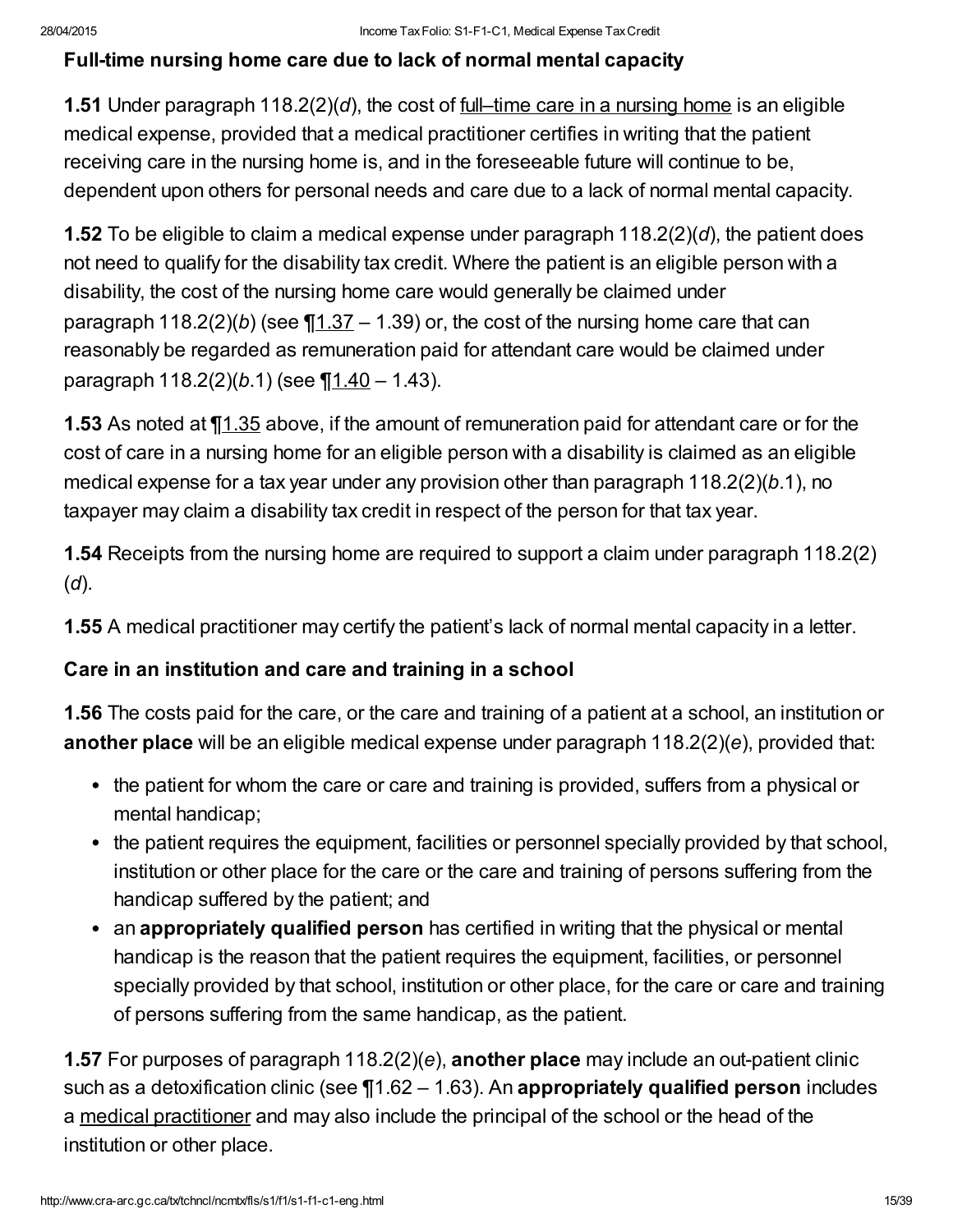### Full-time nursing home care due to lack of normal mental capacity

**1.51** Under paragraph 118.2(2)(*d*), the cost of full–time care in a nursing home is an eligible medical expense, provided that a medical practitioner certifies in writing that the patient receiving care in the nursing home is, and in the foreseeable future will continue to be, dependent upon others for personal needs and care due to a lack of normal mental capacity.

**1.52** To be eligible to claim a medical expense under paragraph 118.2(2)(*d*), the patient does not need to qualify for the disability tax credit. Where the patient is an eligible person with a disability, the cost of the nursing home care would generally be claimed under paragraph 118.2(2)(*b*) (see ¶1.37 – 1.39) or, the cost of the nursing home care that can reasonably be regarded as remuneration paid for attendant care would be claimed under paragraph 118.2(2)(*b*.1) (see ¶1.40 – 1.43).

**1.53** As noted at ¶1.35 above, if the amount of remuneration paid for attendant care or for the cost of care in a nursing home for an eligible person with a disability is claimed as an eligible medical expense for a tax year under any provision other than paragraph 118.2(2)(*b*.1), no taxpayer may claim a disability tax credit in respect of the person for that tax year.

**1.54** Receipts from the nursing home are required to support a claim under paragraph 118.2(2)(*d*).

**1.55** A medical practitioner may certify the patient's lack of normal mental capacity in a letter.

### Care in an institution and care and training in a school

**1.56** The costs paid for the care, or the care and training of a patient at a school, an institution or **another place** will be an eligible medical expense under paragraph 118.2(2)(*e*), provided that:

- the patient for whom the care or care and training is provided, suffers from a physical or mental handicap;
- the patient requires the equipment, facilities or personnel specially provided by that school, institution or other place for the care or the care and training of persons suffering from the handicap suffered by the patient; and
- an **appropriately qualified person** has certified in writing that the physical or mental handicap is the reason that the patient requires the equipment, facilities, or personnel specially provided by that school, institution or other place, for the care or care and training of persons suffering from the same handicap, as the patient.

**1.57** For purposes of paragraph 118.2(2)(*e*), **another place** may include an out-patient clinic such as a detoxification clinic (see ¶1.62 – 1.63). An **appropriately qualified person** includes a medical practitioner and may also include the principal of the school or the head of the institution or other place.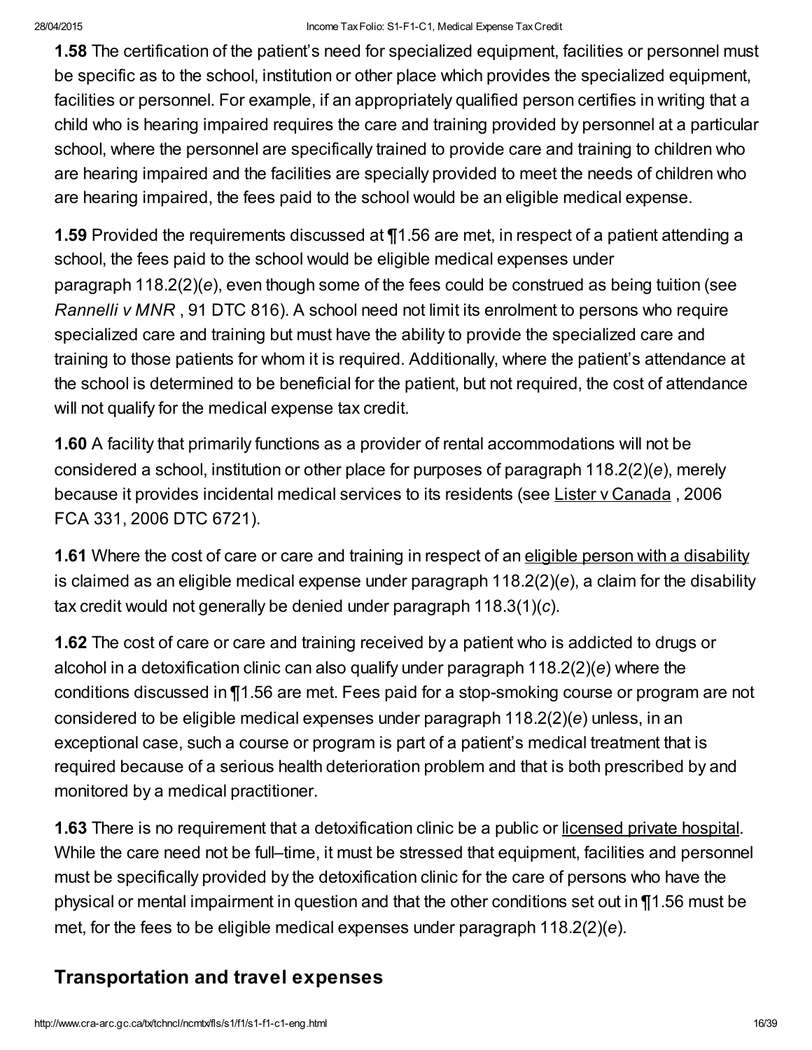**1.58** The certification of the patient's need for specialized equipment, facilities or personnel must be specific as to the school, institution or other place which provides the specialized equipment, facilities or personnel. For example, if an appropriately qualified person certifies in writing that a child who is hearing impaired requires the care and training provided by personnel at a particular school, where the personnel are specifically trained to provide care and training to children who are hearing impaired and the facilities are specially provided to meet the needs of children who are hearing impaired, the fees paid to the school would be an eligible medical expense.

**1.59** Provided the requirements discussed at ¶1.56 are met, in respect of a patient attending a school, the fees paid to the school would be eligible medical expenses under paragraph 118.2(2)(*e*), even though some of the fees could be construed as being tuition (see *Rannelli v MNR* , 91 DTC 816). A school need not limit its enrolment to persons who require specialized care and training but must have the ability to provide the specialized care and training to those patients for whom it is required. Additionally, where the patient's attendance at the school is determined to be beneficial for the patient, but not required, the cost of attendance will not qualify for the medical expense tax credit.

**1.60** A facility that primarily functions as a provider of rental accommodations will not be considered a school, institution or other place for purposes of paragraph 118.2(2)(*e*), merely because it provides incidental medical services to its residents (see Lister v Canada , 2006 FCA 331, 2006 DTC 6721).

**1.61** Where the cost of care or care and training in respect of an eligible person with a disability is claimed as an eligible medical expense under paragraph 118.2(2)(*e*), a claim for the disability tax credit would not generally be denied under paragraph 118.3(1)(*c*).

**1.62** The cost of care or care and training received by a patient who is addicted to drugs or alcohol in a detoxification clinic can also qualify under paragraph 118.2(2)(*e*) where the conditions discussed in ¶1.56 are met. Fees paid for a stop-smoking course or program are not considered to be eligible medical expenses under paragraph 118.2(2)(*e*) unless, in an exceptional case, such a course or program is part of a patient's medical treatment that is required because of a serious health deterioration problem and that is both prescribed by and monitored by a medical practitioner.

**1.63** There is no requirement that a detoxification clinic be a public or licensed private hospital. While the care need not be full–time, it must be stressed that equipment, facilities and personnel must be specifically provided by the detoxification clinic for the care of persons who have the physical or mental impairment in question and that the other conditions set out in ¶1.56 must be met, for the fees to be eligible medical expenses under paragraph 118.2(2)(*e*).

## Transportation and travel expenses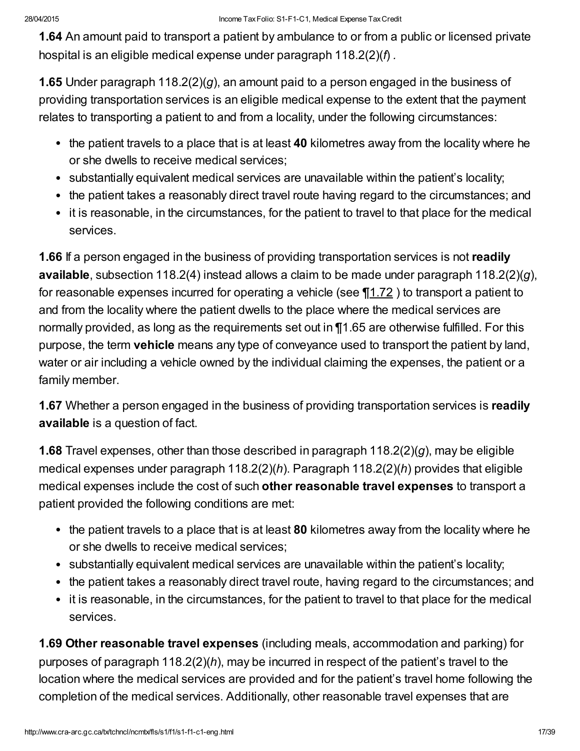**1.64** An amount paid to transport a patient by ambulance to or from a public or licensed private hospital is an eligible medical expense under paragraph 118.2(2)(*f*) .

**1.65** Under paragraph 118.2(2)(*g*), an amount paid to a person engaged in the business of providing transportation services is an eligible medical expense to the extent that the payment relates to transporting a patient to and from a locality, under the following circumstances:

- the patient travels to a place that is at least **40** kilometres away from the locality where he or she dwells to receive medical services;
- substantially equivalent medical services are unavailable within the patient's locality;
- the patient takes a reasonably direct travel route having regard to the circumstances; and
- it is reasonable, in the circumstances, for the patient to travel to that place for the medical services.

**1.66** If a person engaged in the business of providing transportation services is not **readily available**, subsection 118.2(4) instead allows a claim to be made under paragraph 118.2(2)(*g*), for reasonable expenses incurred for operating a vehicle (see ¶1.72 ) to transport a patient to and from the locality where the patient dwells to the place where the medical services are normally provided, as long as the requirements set out in ¶1.65 are otherwise fulfilled. For this purpose, the term **vehicle** means any type of conveyance used to transport the patient by land, water or air including a vehicle owned by the individual claiming the expenses, the patient or a family member.

**1.67** Whether a person engaged in the business of providing transportation services is **readily available** is a question of fact.

**1.68** Travel expenses, other than those described in paragraph 118.2(2)(*g*), may be eligible medical expenses under paragraph 118.2(2)(*h*). Paragraph 118.2(2)(*h*) provides that eligible medical expenses include the cost of such **other reasonable travel expenses** to transport a patient provided the following conditions are met:

- the patient travels to a place that is at least **80** kilometres away from the locality where he or she dwells to receive medical services;
- substantially equivalent medical services are unavailable within the patient's locality;
- the patient takes a reasonably direct travel route, having regard to the circumstances; and
- it is reasonable, in the circumstances, for the patient to travel to that place for the medical services.

**1.69 Other reasonable travel expenses** (including meals, accommodation and parking) for purposes of paragraph 118.2(2)(*h*), may be incurred in respect of the patient's travel to the location where the medical services are provided and for the patient's travel home following the completion of the medical services. Additionally, other reasonable travel expenses that are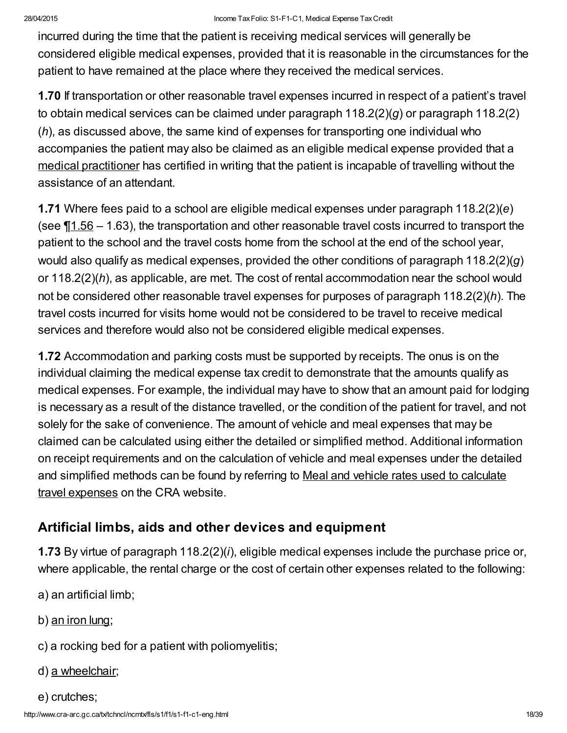incurred during the time that the patient is receiving medical services will generally be considered eligible medical expenses, provided that it is reasonable in the circumstances for the patient to have remained at the place where they received the medical services.

**1.70** If transportation or other reasonable travel expenses incurred in respect of a patient's travel to obtain medical services can be claimed under paragraph 118.2(2)(*g*) or paragraph 118.2(2)(*h*), as discussed above, the same kind of expenses for transporting one individual who accompanies the patient may also be claimed as an eligible medical expense provided that a medical practitioner has certified in writing that the patient is incapable of travelling without the assistance of an attendant.

**1.71** Where fees paid to a school are eligible medical expenses under paragraph 118.2(2)(*e*) (see ¶1.56 – 1.63), the transportation and other reasonable travel costs incurred to transport the patient to the school and the travel costs home from the school at the end of the school year, would also qualify as medical expenses, provided the other conditions of paragraph 118.2(2)(*g*) or 118.2(2)(*h*), as applicable, are met. The cost of rental accommodation near the school would not be considered other reasonable travel expenses for purposes of paragraph 118.2(2)(*h*). The travel costs incurred for visits home would not be considered to be travel to receive medical services and therefore would also not be considered eligible medical expenses.

**1.72** Accommodation and parking costs must be supported by receipts. The onus is on the individual claiming the medical expense tax credit to demonstrate that the amounts qualify as medical expenses. For example, the individual may have to show that an amount paid for lodging is necessary as a result of the distance travelled, or the condition of the patient for travel, and not solely for the sake of convenience. The amount of vehicle and meal expenses that may be claimed can be calculated using either the detailed or simplified method. Additional information on receipt requirements and on the calculation of vehicle and meal expenses under the detailed and simplified methods can be found by referring to Meal and vehicle rates used to calculate travel expenses on the CRA website.

## Artificial limbs, aids and other devices and equipment

**1.73** By virtue of paragraph 118.2(2)(*i*), eligible medical expenses include the purchase price or, where applicable, the rental charge or the cost of certain other expenses related to the following:

a) an artificial limb;

b) an iron lung;

c) a rocking bed for a patient with poliomyelitis;

d) a wheelchair;

e) crutches;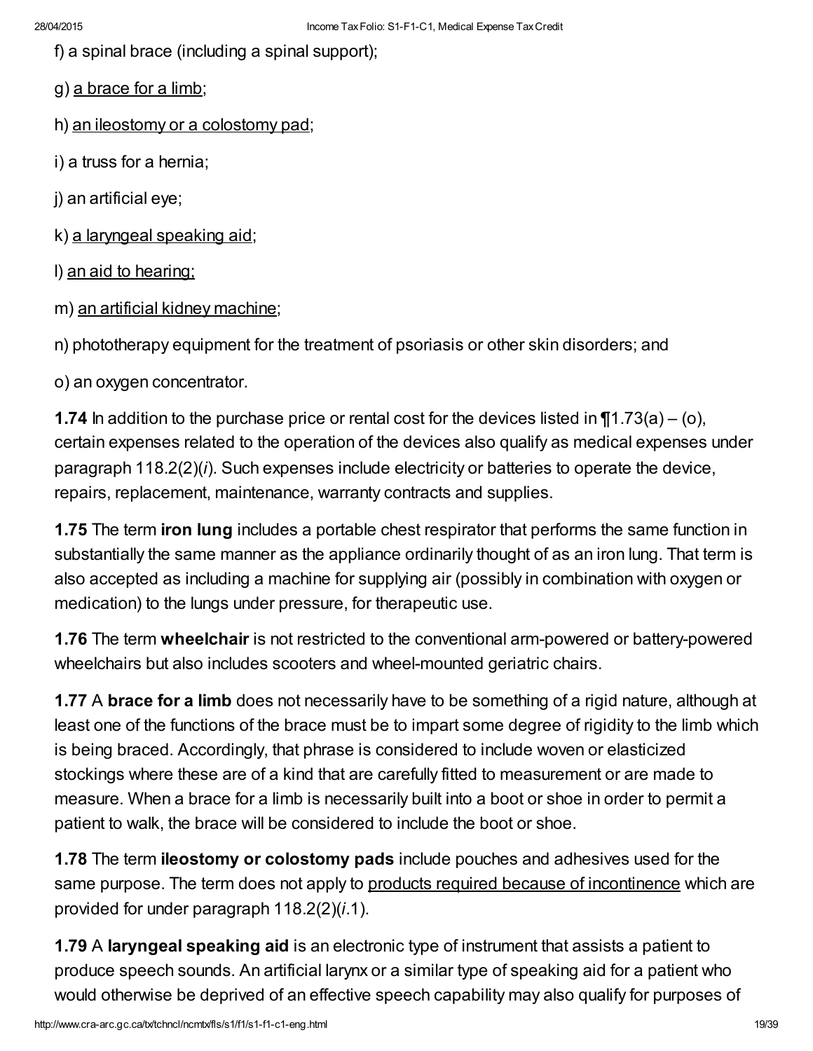f) a spinal brace (including a spinal support);

g) a brace for a limb;

h) an ileostomy or a colostomy pad;

i) a truss for a hernia;

j) an artificial eye;

k) a laryngeal speaking aid;

l) an aid to hearing;

m) an artificial kidney machine;

n) phototherapy equipment for the treatment of psoriasis or other skin disorders; and

o) an oxygen concentrator.

**1.74** In addition to the purchase price or rental cost for the devices listed in ¶1.73(a) – (o), certain expenses related to the operation of the devices also qualify as medical expenses under paragraph 118.2(2)(*i*). Such expenses include electricity or batteries to operate the device, repairs, replacement, maintenance, warranty contracts and supplies.

**1.75** The term **iron lung** includes a portable chest respirator that performs the same function in substantially the same manner as the appliance ordinarily thought of as an iron lung. That term is also accepted as including a machine for supplying air (possibly in combination with oxygen or medication) to the lungs under pressure, for therapeutic use.

**1.76** The term **wheelchair** is not restricted to the conventional arm-powered or battery-powered wheelchairs but also includes scooters and wheel-mounted geriatric chairs.

**1.77** A **brace for a limb** does not necessarily have to be something of a rigid nature, although at least one of the functions of the brace must be to impart some degree of rigidity to the limb which is being braced. Accordingly, that phrase is considered to include woven or elasticized stockings where these are of a kind that are carefully fitted to measurement or are made to measure. When a brace for a limb is necessarily built into a boot or shoe in order to permit a patient to walk, the brace will be considered to include the boot or shoe.

**1.78** The term **ileostomy or colostomy pads** include pouches and adhesives used for the same purpose. The term does not apply to products required because of incontinence which are provided for under paragraph 118.2(2)(*i*.1).

**1.79** A **laryngeal speaking aid** is an electronic type of instrument that assists a patient to produce speech sounds. An artificial larynx or a similar type of speaking aid for a patient who would otherwise be deprived of an effective speech capability may also qualify for purposes of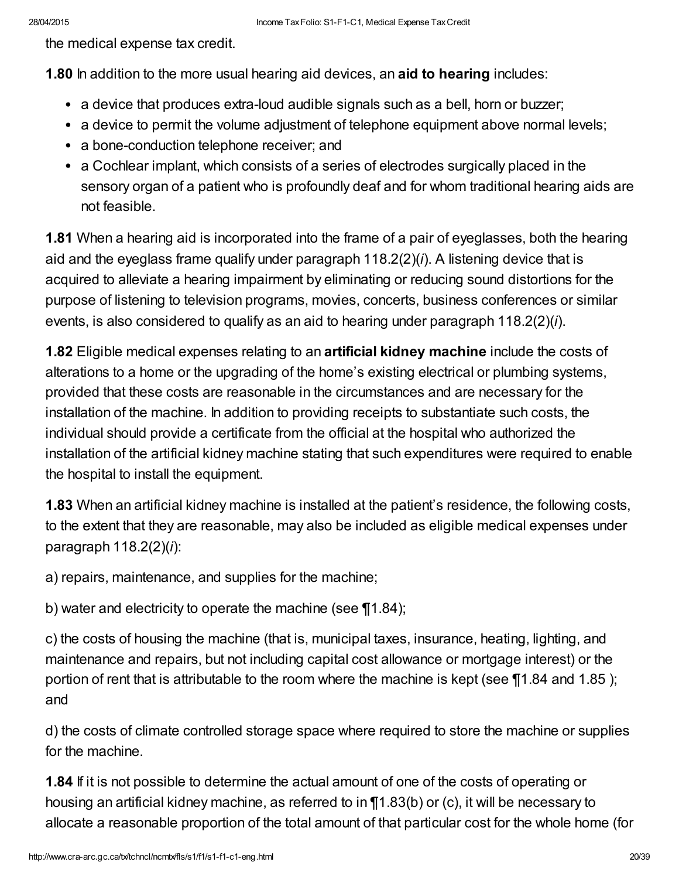the medical expense tax credit.

**1.80** In addition to the more usual hearing aid devices, an **aid to hearing** includes:

- a device that produces extra-loud audible signals such as a bell, horn or buzzer;
- a device to permit the volume adjustment of telephone equipment above normal levels;
- a bone-conduction telephone receiver; and
- a Cochlear implant, which consists of a series of electrodes surgically placed in the sensory organ of a patient who is profoundly deaf and for whom traditional hearing aids are not feasible.

**1.81** When a hearing aid is incorporated into the frame of a pair of eyeglasses, both the hearing aid and the eyeglass frame qualify under paragraph 118.2(2)(*i*). A listening device that is acquired to alleviate a hearing impairment by eliminating or reducing sound distortions for the purpose of listening to television programs, movies, concerts, business conferences or similar events, is also considered to qualify as an aid to hearing under paragraph 118.2(2)(*i*).

**1.82** Eligible medical expenses relating to an **artificial kidney machine** include the costs of alterations to a home or the upgrading of the home's existing electrical or plumbing systems, provided that these costs are reasonable in the circumstances and are necessary for the installation of the machine. In addition to providing receipts to substantiate such costs, the individual should provide a certificate from the official at the hospital who authorized the installation of the artificial kidney machine stating that such expenditures were required to enable the hospital to install the equipment.

**1.83** When an artificial kidney machine is installed at the patient's residence, the following costs, to the extent that they are reasonable, may also be included as eligible medical expenses under paragraph 118.2(2)(*i*):

a) repairs, maintenance, and supplies for the machine;

b) water and electricity to operate the machine (see ¶1.84);

c) the costs of housing the machine (that is, municipal taxes, insurance, heating, lighting, and maintenance and repairs, but not including capital cost allowance or mortgage interest) or the portion of rent that is attributable to the room where the machine is kept (see ¶1.84 and 1.85 ); and

d) the costs of climate controlled storage space where required to store the machine or supplies for the machine.

**1.84** If it is not possible to determine the actual amount of one of the costs of operating or housing an artificial kidney machine, as referred to in ¶1.83(b) or (c), it will be necessary to allocate a reasonable proportion of the total amount of that particular cost for the whole home (for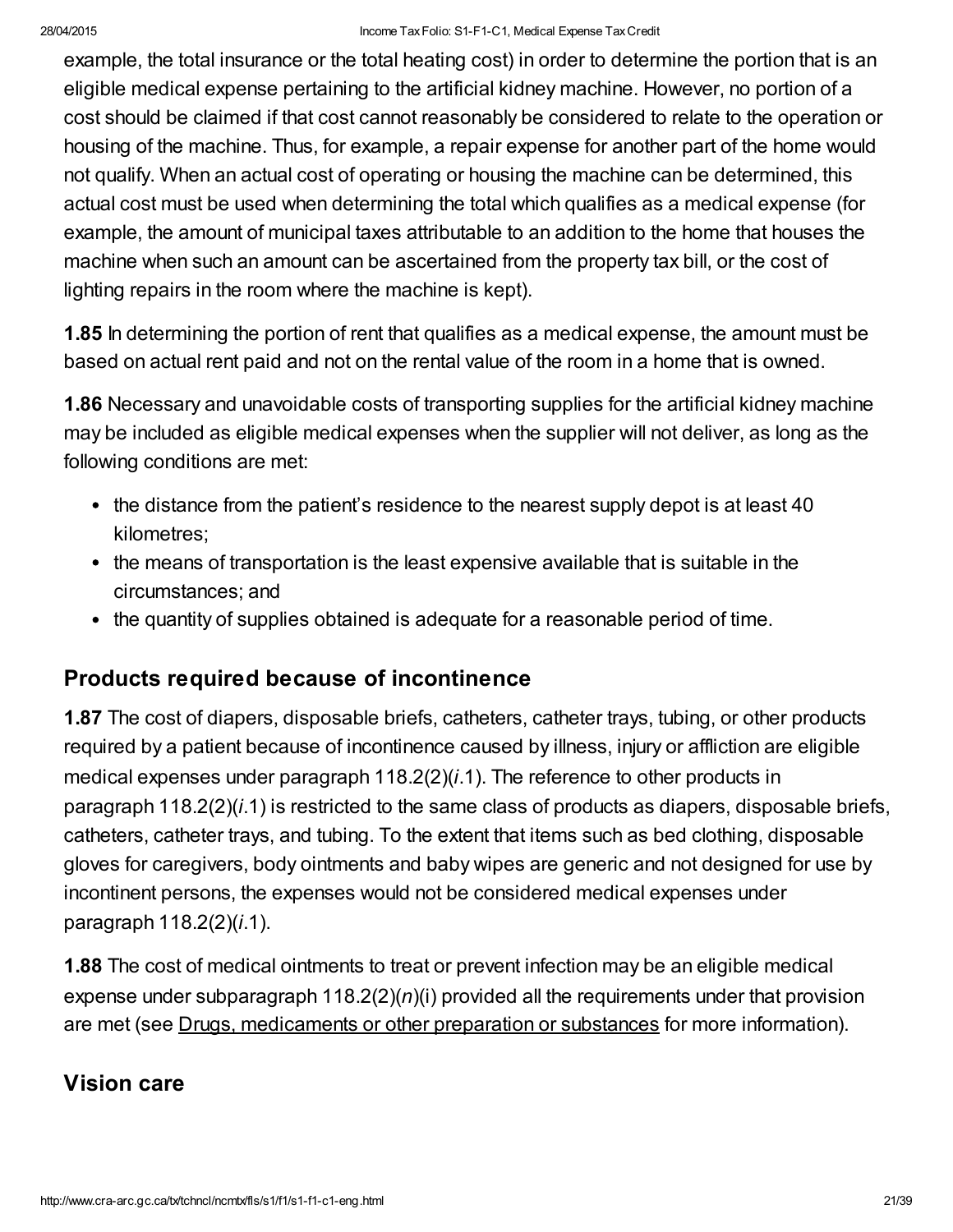example, the total insurance or the total heating cost) in order to determine the portion that is an eligible medical expense pertaining to the artificial kidney machine. However, no portion of a cost should be claimed if that cost cannot reasonably be considered to relate to the operation or housing of the machine. Thus, for example, a repair expense for another part of the home would not qualify. When an actual cost of operating or housing the machine can be determined, this actual cost must be used when determining the total which qualifies as a medical expense (for example, the amount of municipal taxes attributable to an addition to the home that houses the machine when such an amount can be ascertained from the property tax bill, or the cost of lighting repairs in the room where the machine is kept).

**1.85** In determining the portion of rent that qualifies as a medical expense, the amount must be based on actual rent paid and not on the rental value of the room in a home that is owned.

**1.86** Necessary and unavoidable costs of transporting supplies for the artificial kidney machine may be included as eligible medical expenses when the supplier will not deliver, as long as the following conditions are met:

- the distance from the patient's residence to the nearest supply depot is at least 40 kilometres;
- the means of transportation is the least expensive available that is suitable in the circumstances; and
- the quantity of supplies obtained is adequate for a reasonable period of time.

## Products required because of incontinence

**1.87** The cost of diapers, disposable briefs, catheters, catheter trays, tubing, or other products required by a patient because of incontinence caused by illness, injury or affliction are eligible medical expenses under paragraph 118.2(2)(*i*.1). The reference to other products in paragraph 118.2(2)(*i*.1) is restricted to the same class of products as diapers, disposable briefs, catheters, catheter trays, and tubing. To the extent that items such as bed clothing, disposable gloves for caregivers, body ointments and baby wipes are generic and not designed for use by incontinent persons, the expenses would not be considered medical expenses under paragraph 118.2(2)(*i*.1).

**1.88** The cost of medical ointments to treat or prevent infection may be an eligible medical expense under subparagraph 118.2(2)(*n*)(i) provided all the requirements under that provision are met (see Drugs, medicaments or other preparation or substances for more information).

## Vision care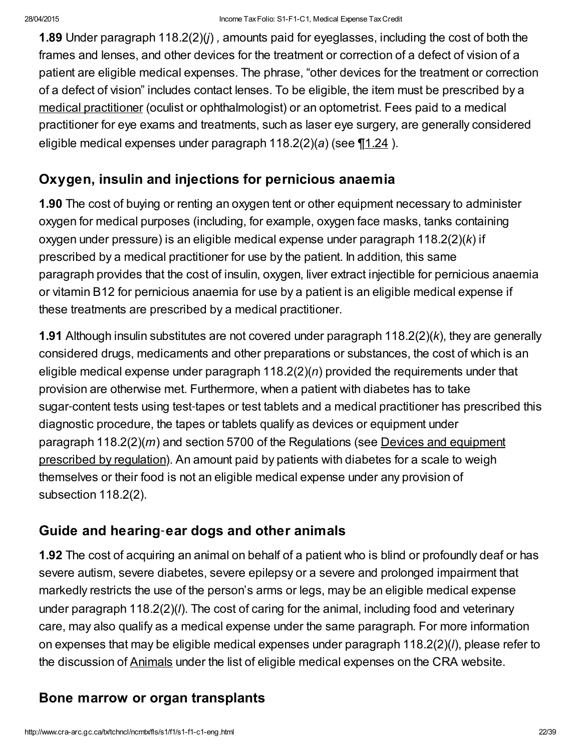**1.89** Under paragraph 118.2(2)(*j*) , amounts paid for eyeglasses, including the cost of both the frames and lenses, and other devices for the treatment or correction of a defect of vision of a patient are eligible medical expenses. The phrase, "other devices for the treatment or correction of a defect of vision" includes contact lenses. To be eligible, the item must be prescribed by a medical practitioner (oculist or ophthalmologist) or an optometrist. Fees paid to a medical practitioner for eye exams and treatments, such as laser eye surgery, are generally considered eligible medical expenses under paragraph 118.2(2)(*a*) (see ¶1.24 ).

## Oxygen, insulin and injections for pernicious anaemia

**1.90** The cost of buying or renting an oxygen tent or other equipment necessary to administer oxygen for medical purposes (including, for example, oxygen face masks, tanks containing oxygen under pressure) is an eligible medical expense under paragraph 118.2(2)(*k*) if prescribed by a medical practitioner for use by the patient. In addition, this same paragraph provides that the cost of insulin, oxygen, liver extract injectible for pernicious anaemia or vitamin B12 for pernicious anaemia for use by a patient is an eligible medical expense if these treatments are prescribed by a medical practitioner.

**1.91** Although insulin substitutes are not covered under paragraph 118.2(2)(*k*), they are generally considered drugs, medicaments and other preparations or substances, the cost of which is an eligible medical expense under paragraph 118.2(2)(*n*) provided the requirements under that provision are otherwise met. Furthermore, when a patient with diabetes has to take sugar-content tests using test-tapes or test tablets and a medical practitioner has prescribed this diagnostic procedure, the tapes or tablets qualify as devices or equipment under paragraph 118.2(2)(*m*) and section 5700 of the Regulations (see Devices and equipment prescribed by regulation). An amount paid by patients with diabetes for a scale to weigh themselves or their food is not an eligible medical expense under any provision of subsection 118.2(2).

## Guide and hearing-ear dogs and other animals

**1.92** The cost of acquiring an animal on behalf of a patient who is blind or profoundly deaf or has severe autism, severe diabetes, severe epilepsy or a severe and prolonged impairment that markedly restricts the use of the person's arms or legs, may be an eligible medical expense under paragraph 118.2(2)(*l*). The cost of caring for the animal, including food and veterinary care, may also qualify as a medical expense under the same paragraph. For more information on expenses that may be eligible medical expenses under paragraph 118.2(2)(*l*), please refer to the discussion of Animals under the list of eligible medical expenses on the CRA website.

## Bone marrow or organ transplants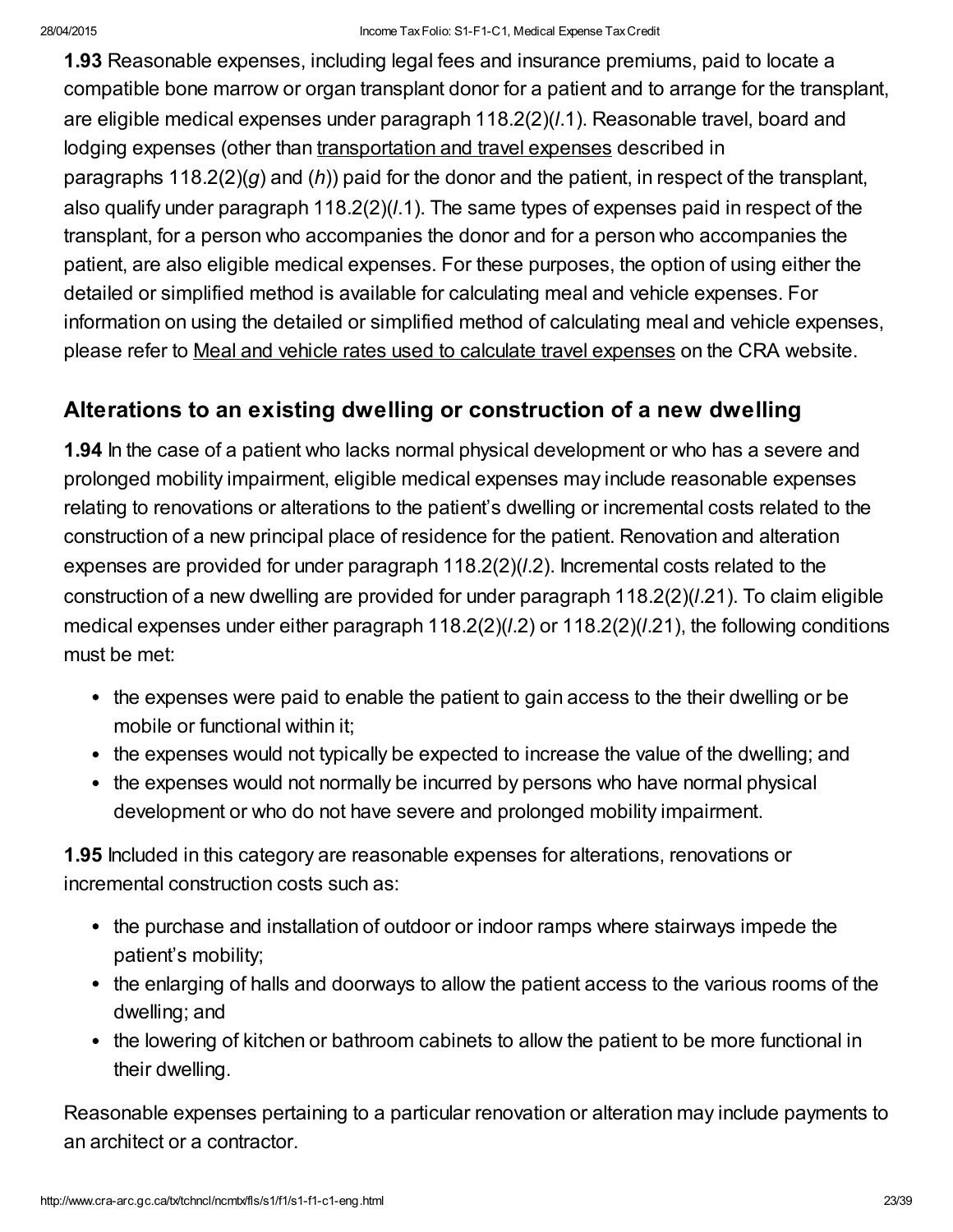**1.93** Reasonable expenses, including legal fees and insurance premiums, paid to locate a compatible bone marrow or organ transplant donor for a patient and to arrange for the transplant, are eligible medical expenses under paragraph 118.2(2)(*l*.1). Reasonable travel, board and lodging expenses (other than transportation and travel expenses described in paragraphs 118.2(2)(*g*) and (*h*)) paid for the donor and the patient, in respect of the transplant, also qualify under paragraph 118.2(2)(*l*.1). The same types of expenses paid in respect of the transplant, for a person who accompanies the donor and for a person who accompanies the patient, are also eligible medical expenses. For these purposes, the option of using either the detailed or simplified method is available for calculating meal and vehicle expenses. For information on using the detailed or simplified method of calculating meal and vehicle expenses, please refer to Meal and vehicle rates used to calculate travel expenses on the CRA website.

## Alterations to an existing dwelling or construction of a new dwelling

**1.94** In the case of a patient who lacks normal physical development or who has a severe and prolonged mobility impairment, eligible medical expenses may include reasonable expenses relating to renovations or alterations to the patient's dwelling or incremental costs related to the construction of a new principal place of residence for the patient. Renovation and alteration expenses are provided for under paragraph 118.2(2)(*l*.2). Incremental costs related to the construction of a new dwelling are provided for under paragraph 118.2(2)(*l*.21). To claim eligible medical expenses under either paragraph 118.2(2)(*l*.2) or 118.2(2)(*l*.21), the following conditions must be met:

- the expenses were paid to enable the patient to gain access to the their dwelling or be mobile or functional within it;
- the expenses would not typically be expected to increase the value of the dwelling; and
- the expenses would not normally be incurred by persons who have normal physical development or who do not have severe and prolonged mobility impairment.

**1.95** Included in this category are reasonable expenses for alterations, renovations or incremental construction costs such as:

- the purchase and installation of outdoor or indoor ramps where stairways impede the patient's mobility;
- the enlarging of halls and doorways to allow the patient access to the various rooms of the dwelling; and
- the lowering of kitchen or bathroom cabinets to allow the patient to be more functional in their dwelling.

Reasonable expenses pertaining to a particular renovation or alteration may include payments to an architect or a contractor.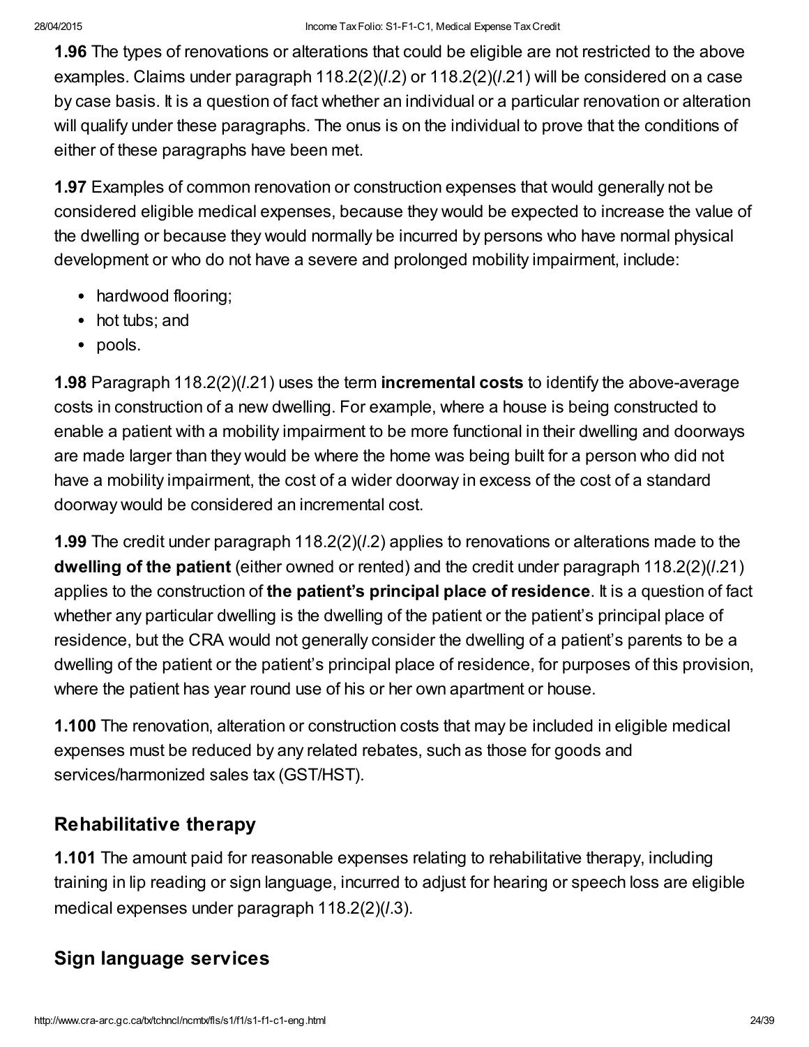**1.96** The types of renovations or alterations that could be eligible are not restricted to the above examples. Claims under paragraph 118.2(2)(*l*.2) or 118.2(2)(*l*.21) will be considered on a case by case basis. It is a question of fact whether an individual or a particular renovation or alteration will qualify under these paragraphs. The onus is on the individual to prove that the conditions of either of these paragraphs have been met.

**1.97** Examples of common renovation or construction expenses that would generally not be considered eligible medical expenses, because they would be expected to increase the value of the dwelling or because they would normally be incurred by persons who have normal physical development or who do not have a severe and prolonged mobility impairment, include:

- hardwood flooring;
- hot tubs; and
- pools.

**1.98** Paragraph 118.2(2)(*l*.21) uses the term **incremental costs** to identify the above-average costs in construction of a new dwelling. For example, where a house is being constructed to enable a patient with a mobility impairment to be more functional in their dwelling and doorways are made larger than they would be where the home was being built for a person who did not have a mobility impairment, the cost of a wider doorway in excess of the cost of a standard doorway would be considered an incremental cost.

**1.99** The credit under paragraph 118.2(2)(*l*.2) applies to renovations or alterations made to the **dwelling of the patient** (either owned or rented) and the credit under paragraph 118.2(2)(*l*.21) applies to the construction of **the patient's principal place of residence**. It is a question of fact whether any particular dwelling is the dwelling of the patient or the patient's principal place of residence, but the CRA would not generally consider the dwelling of a patient's parents to be a dwelling of the patient or the patient's principal place of residence, for purposes of this provision, where the patient has year round use of his or her own apartment or house.

**1.100** The renovation, alteration or construction costs that may be included in eligible medical expenses must be reduced by any related rebates, such as those for goods and services/harmonized sales tax (GST/HST).

## Rehabilitative therapy

**1.101** The amount paid for reasonable expenses relating to rehabilitative therapy, including training in lip reading or sign language, incurred to adjust for hearing or speech loss are eligible medical expenses under paragraph 118.2(2)(*l*.3).

## Sign language services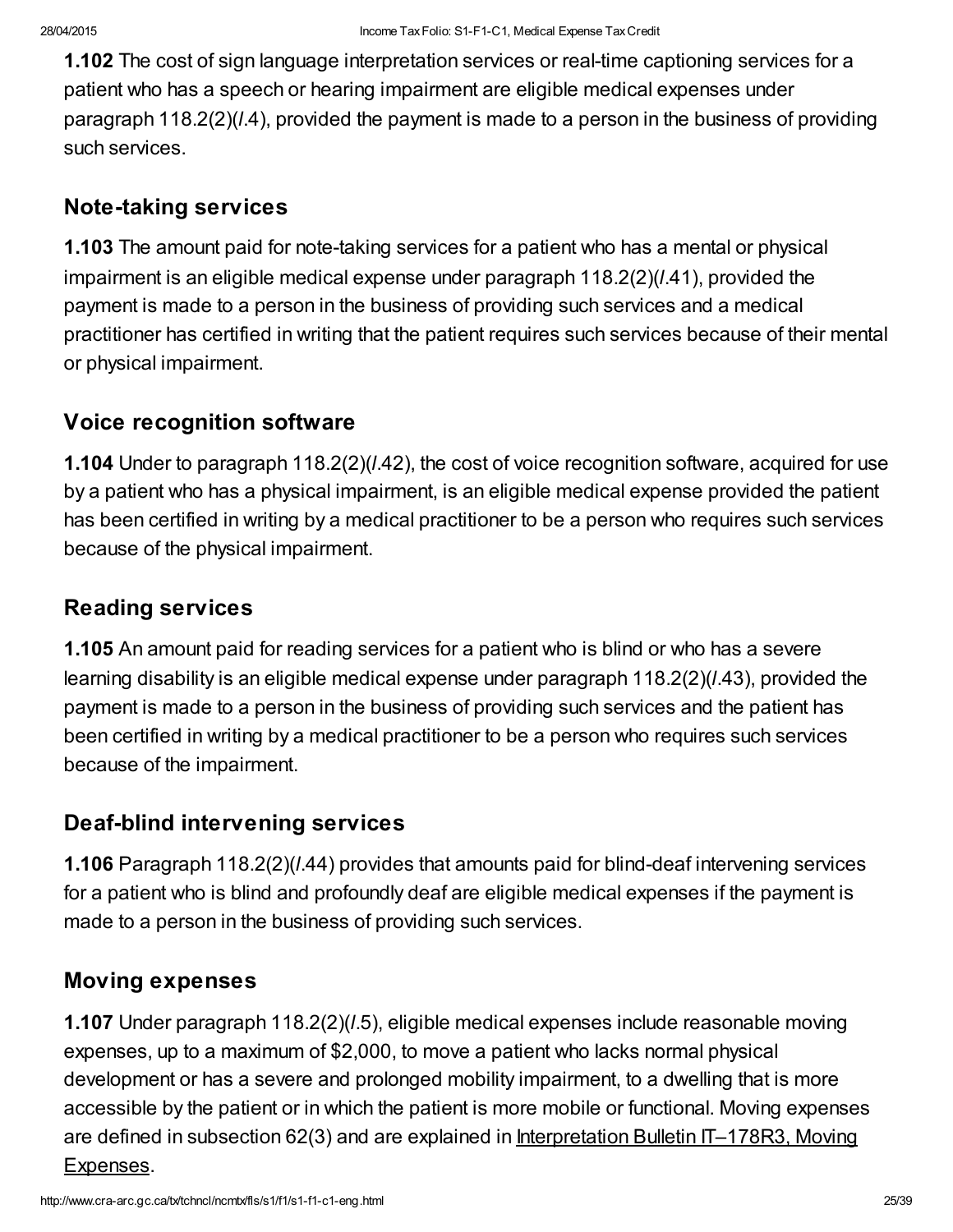**1.102** The cost of sign language interpretation services or real-time captioning services for a patient who has a speech or hearing impairment are eligible medical expenses under paragraph 118.2(2)(*l*.4), provided the payment is made to a person in the business of providing such services.

## Note-taking services

**1.103** The amount paid for note-taking services for a patient who has a mental or physical impairment is an eligible medical expense under paragraph 118.2(2)(*l*.41), provided the payment is made to a person in the business of providing such services and a medical practitioner has certified in writing that the patient requires such services because of their mental or physical impairment.

## Voice recognition software

**1.104** Under to paragraph 118.2(2)(*l*.42), the cost of voice recognition software, acquired for use by a patient who has a physical impairment, is an eligible medical expense provided the patient has been certified in writing by a medical practitioner to be a person who requires such services because of the physical impairment.

## Reading services

**1.105** An amount paid for reading services for a patient who is blind or who has a severe learning disability is an eligible medical expense under paragraph 118.2(2)(*l*.43), provided the payment is made to a person in the business of providing such services and the patient has been certified in writing by a medical practitioner to be a person who requires such services because of the impairment.

## Deaf-blind intervening services

**1.106** Paragraph 118.2(2)(*l*.44) provides that amounts paid for blind-deaf intervening services for a patient who is blind and profoundly deaf are eligible medical expenses if the payment is made to a person in the business of providing such services.

## Moving expenses

**1.107** Under paragraph 118.2(2)(*l*.5), eligible medical expenses include reasonable moving expenses, up to a maximum of $2,000, to move a patient who lacks normal physical development or has a severe and prolonged mobility impairment, to a dwelling that is more accessible by the patient or in which the patient is more mobile or functional. Moving expenses are defined in subsection 62(3) and are explained in Interpretation Bulletin IT–178R3, Moving Expenses.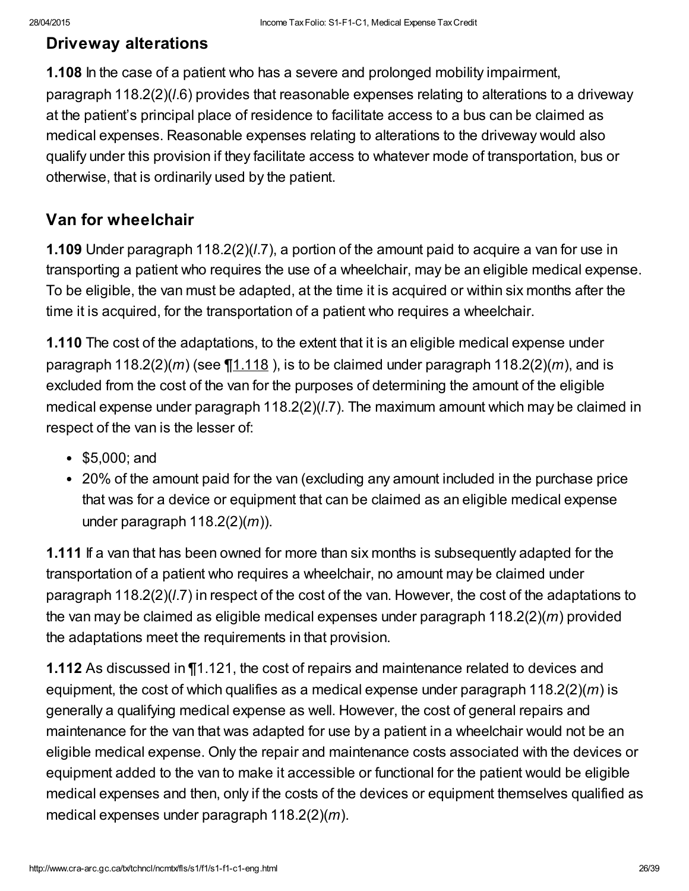## Driveway alterations

**1.108** In the case of a patient who has a severe and prolonged mobility impairment, paragraph 118.2(2)(*l*.6) provides that reasonable expenses relating to alterations to a driveway at the patient's principal place of residence to facilitate access to a bus can be claimed as medical expenses. Reasonable expenses relating to alterations to the driveway would also qualify under this provision if they facilitate access to whatever mode of transportation, bus or otherwise, that is ordinarily used by the patient.

## Van for wheelchair

**1.109** Under paragraph 118.2(2)(*l*.7), a portion of the amount paid to acquire a van for use in transporting a patient who requires the use of a wheelchair, may be an eligible medical expense. To be eligible, the van must be adapted, at the time it is acquired or within six months after the time it is acquired, for the transportation of a patient who requires a wheelchair.

**1.110** The cost of the adaptations, to the extent that it is an eligible medical expense under paragraph 118.2(2)(*m*) (see ¶1.118 ), is to be claimed under paragraph 118.2(2)(*m*), and is excluded from the cost of the van for the purposes of determining the amount of the eligible medical expense under paragraph 118.2(2)(*l*.7). The maximum amount which may be claimed in respect of the van is the lesser of:

- $5,000; and
- 20% of the amount paid for the van (excluding any amount included in the purchase price that was for a device or equipment that can be claimed as an eligible medical expense under paragraph 118.2(2)(*m*)).

**1.111** If a van that has been owned for more than six months is subsequently adapted for the transportation of a patient who requires a wheelchair, no amount may be claimed under paragraph 118.2(2)(*l*.7) in respect of the cost of the van. However, the cost of the adaptations to the van may be claimed as eligible medical expenses under paragraph 118.2(2)(*m*) provided the adaptations meet the requirements in that provision.

**1.112** As discussed in ¶1.121, the cost of repairs and maintenance related to devices and equipment, the cost of which qualifies as a medical expense under paragraph 118.2(2)(*m*) is generally a qualifying medical expense as well. However, the cost of general repairs and maintenance for the van that was adapted for use by a patient in a wheelchair would not be an eligible medical expense. Only the repair and maintenance costs associated with the devices or equipment added to the van to make it accessible or functional for the patient would be eligible medical expenses and then, only if the costs of the devices or equipment themselves qualified as medical expenses under paragraph 118.2(2)(*m*).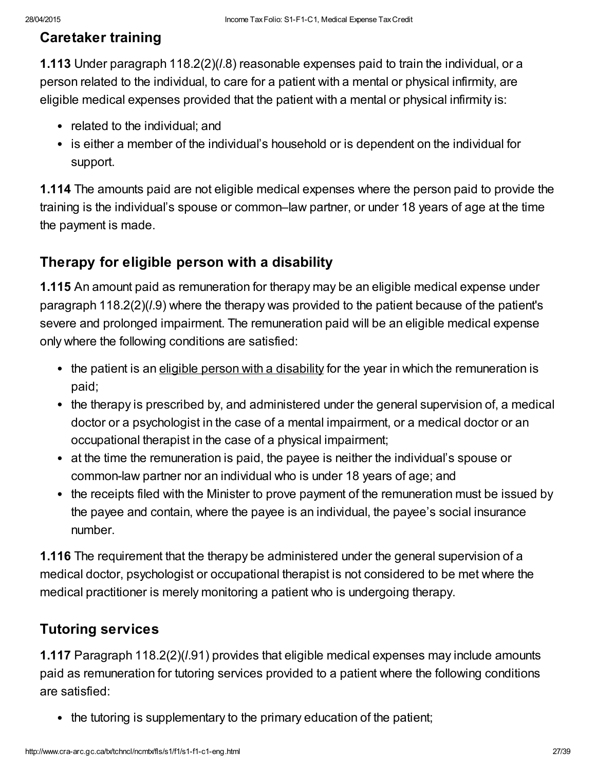## Caretaker training

**1.113** Under paragraph 118.2(2)(*l*.8) reasonable expenses paid to train the individual, or a person related to the individual, to care for a patient with a mental or physical infirmity, are eligible medical expenses provided that the patient with a mental or physical infirmity is:

- related to the individual; and
- is either a member of the individual's household or is dependent on the individual for support.

**1.114** The amounts paid are not eligible medical expenses where the person paid to provide the training is the individual's spouse or common–law partner, or under 18 years of age at the time the payment is made.

## Therapy for eligible person with a disability

**1.115** An amount paid as remuneration for therapy may be an eligible medical expense under paragraph 118.2(2)(*l*.9) where the therapy was provided to the patient because of the patient's severe and prolonged impairment. The remuneration paid will be an eligible medical expense only where the following conditions are satisfied:

- the patient is an eligible person with a disability for the year in which the remuneration is paid;
- the therapy is prescribed by, and administered under the general supervision of, a medical doctor or a psychologist in the case of a mental impairment, or a medical doctor or an occupational therapist in the case of a physical impairment;
- at the time the remuneration is paid, the payee is neither the individual's spouse or common-law partner nor an individual who is under 18 years of age; and
- the receipts filed with the Minister to prove payment of the remuneration must be issued by the payee and contain, where the payee is an individual, the payee's social insurance number.

**1.116** The requirement that the therapy be administered under the general supervision of a medical doctor, psychologist or occupational therapist is not considered to be met where the medical practitioner is merely monitoring a patient who is undergoing therapy.

## Tutoring services

**1.117** Paragraph 118.2(2)(*l*.91) provides that eligible medical expenses may include amounts paid as remuneration for tutoring services provided to a patient where the following conditions are satisfied:

- the tutoring is supplementary to the primary education of the patient;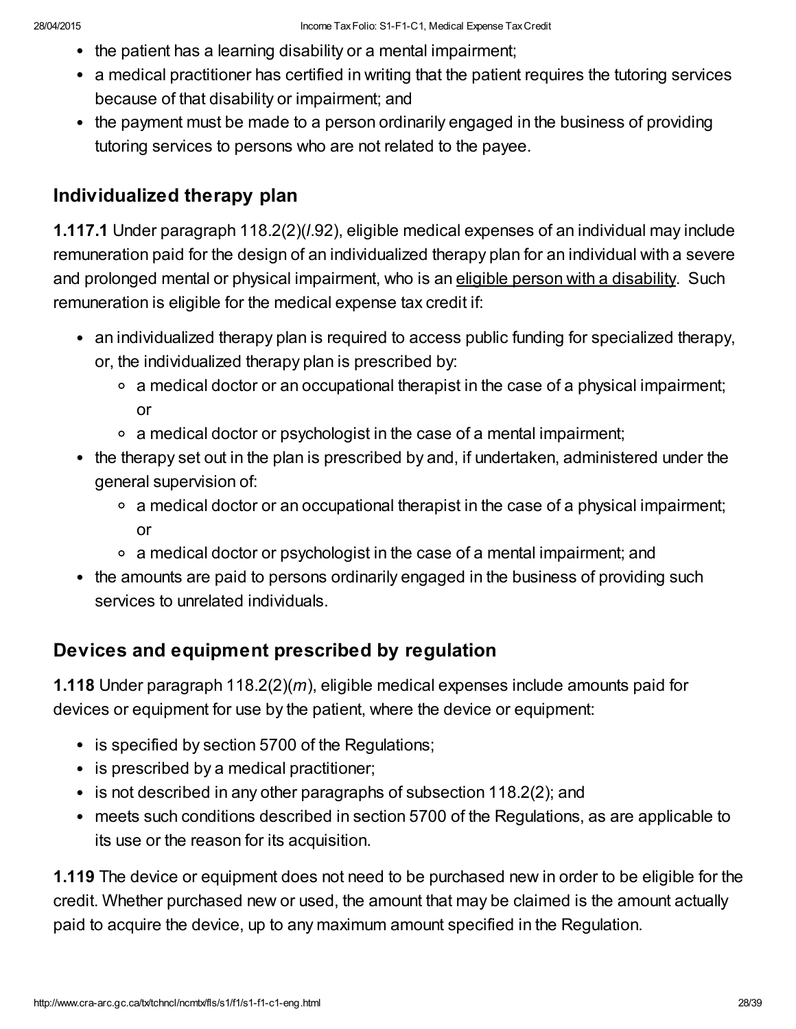- the patient has a learning disability or a mental impairment;
- a medical practitioner has certified in writing that the patient requires the tutoring services because of that disability or impairment; and
- the payment must be made to a person ordinarily engaged in the business of providing tutoring services to persons who are not related to the payee.

## Individualized therapy plan

**1.117.1** Under paragraph 118.2(2)(*l*.92), eligible medical expenses of an individual may include remuneration paid for the design of an individualized therapy plan for an individual with a severe and prolonged mental or physical impairment, who is an eligible person with a disability. Such remuneration is eligible for the medical expense tax credit if:

- an individualized therapy plan is required to access public funding for specialized therapy, or, the individualized therapy plan is prescribed by:
    - a medical doctor or an occupational therapist in the case of a physical impairment; or
    - a medical doctor or psychologist in the case of a mental impairment;
- the therapy set out in the plan is prescribed by and, if undertaken, administered under the general supervision of:
    - a medical doctor or an occupational therapist in the case of a physical impairment; or
    - a medical doctor or psychologist in the case of a mental impairment; and
- the amounts are paid to persons ordinarily engaged in the business of providing such services to unrelated individuals.

## Devices and equipment prescribed by regulation

**1.118** Under paragraph 118.2(2)(*m*), eligible medical expenses include amounts paid for devices or equipment for use by the patient, where the device or equipment:

- is specified by section 5700 of the Regulations;
- is prescribed by a medical practitioner;
- is not described in any other paragraphs of subsection 118.2(2); and
- meets such conditions described in section 5700 of the Regulations, as are applicable to its use or the reason for its acquisition.

**1.119** The device or equipment does not need to be purchased new in order to be eligible for the credit. Whether purchased new or used, the amount that may be claimed is the amount actually paid to acquire the device, up to any maximum amount specified in the Regulation.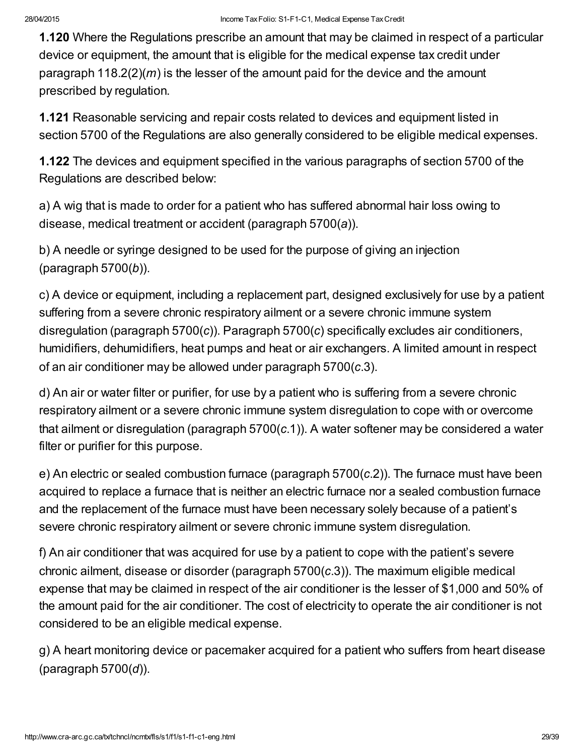**1.120** Where the Regulations prescribe an amount that may be claimed in respect of a particular device or equipment, the amount that is eligible for the medical expense tax credit under paragraph 118.2(2)(*m*) is the lesser of the amount paid for the device and the amount prescribed by regulation.

**1.121** Reasonable servicing and repair costs related to devices and equipment listed in section 5700 of the Regulations are also generally considered to be eligible medical expenses.

**1.122** The devices and equipment specified in the various paragraphs of section 5700 of the Regulations are described below:

a) A wig that is made to order for a patient who has suffered abnormal hair loss owing to disease, medical treatment or accident (paragraph 5700(*a*)).

b) A needle or syringe designed to be used for the purpose of giving an injection (paragraph 5700(*b*)).

c) A device or equipment, including a replacement part, designed exclusively for use by a patient suffering from a severe chronic respiratory ailment or a severe chronic immune system disregulation (paragraph 5700(*c*)). Paragraph 5700(*c*) specifically excludes air conditioners, humidifiers, dehumidifiers, heat pumps and heat or air exchangers. A limited amount in respect of an air conditioner may be allowed under paragraph 5700(*c*.3).

d) An air or water filter or purifier, for use by a patient who is suffering from a severe chronic respiratory ailment or a severe chronic immune system disregulation to cope with or overcome that ailment or disregulation (paragraph 5700(*c*.1)). A water softener may be considered a water filter or purifier for this purpose.

e) An electric or sealed combustion furnace (paragraph 5700(*c*.2)). The furnace must have been acquired to replace a furnace that is neither an electric furnace nor a sealed combustion furnace and the replacement of the furnace must have been necessary solely because of a patient's severe chronic respiratory ailment or severe chronic immune system disregulation.

f) An air conditioner that was acquired for use by a patient to cope with the patient's severe chronic ailment, disease or disorder (paragraph 5700(*c*.3)). The maximum eligible medical expense that may be claimed in respect of the air conditioner is the lesser of $1,000 and 50% of the amount paid for the air conditioner. The cost of electricity to operate the air conditioner is not considered to be an eligible medical expense.

g) A heart monitoring device or pacemaker acquired for a patient who suffers from heart disease (paragraph 5700(*d*)).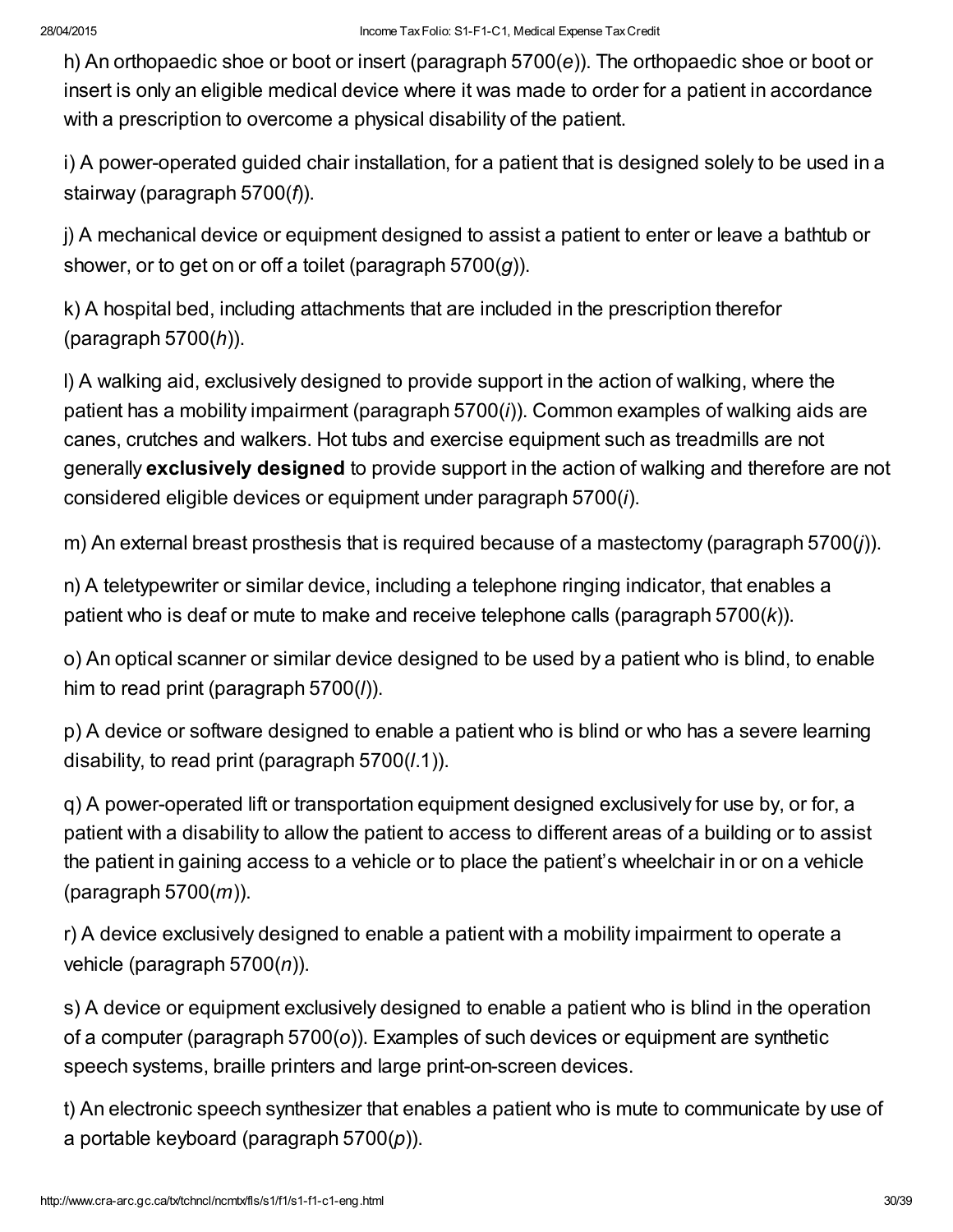h) An orthopaedic shoe or boot or insert (paragraph 5700(*e*)). The orthopaedic shoe or boot or insert is only an eligible medical device where it was made to order for a patient in accordance with a prescription to overcome a physical disability of the patient.

i) A power-operated guided chair installation, for a patient that is designed solely to be used in a stairway (paragraph 5700(*f*)).

j) A mechanical device or equipment designed to assist a patient to enter or leave a bathtub or shower, or to get on or off a toilet (paragraph 5700(*g*)).

k) A hospital bed, including attachments that are included in the prescription therefor (paragraph 5700(*h*)).

l) A walking aid, exclusively designed to provide support in the action of walking, where the patient has a mobility impairment (paragraph 5700(*i*)). Common examples of walking aids are canes, crutches and walkers. Hot tubs and exercise equipment such as treadmills are not generally **exclusively designed** to provide support in the action of walking and therefore are not considered eligible devices or equipment under paragraph 5700(*i*).

m) An external breast prosthesis that is required because of a mastectomy (paragraph 5700(*j*)).

n) A teletypewriter or similar device, including a telephone ringing indicator, that enables a patient who is deaf or mute to make and receive telephone calls (paragraph 5700(*k*)).

o) An optical scanner or similar device designed to be used by a patient who is blind, to enable him to read print (paragraph 5700(*l*)).

p) A device or software designed to enable a patient who is blind or who has a severe learning disability, to read print (paragraph 5700(*l*.1)).

q) A power-operated lift or transportation equipment designed exclusively for use by, or for, a patient with a disability to allow the patient to access to different areas of a building or to assist the patient in gaining access to a vehicle or to place the patient's wheelchair in or on a vehicle (paragraph 5700(*m*)).

r) A device exclusively designed to enable a patient with a mobility impairment to operate a vehicle (paragraph 5700(*n*)).

s) A device or equipment exclusively designed to enable a patient who is blind in the operation of a computer (paragraph 5700(*o*)). Examples of such devices or equipment are synthetic speech systems, braille printers and large print-on-screen devices.

t) An electronic speech synthesizer that enables a patient who is mute to communicate by use of a portable keyboard (paragraph 5700(*p*)).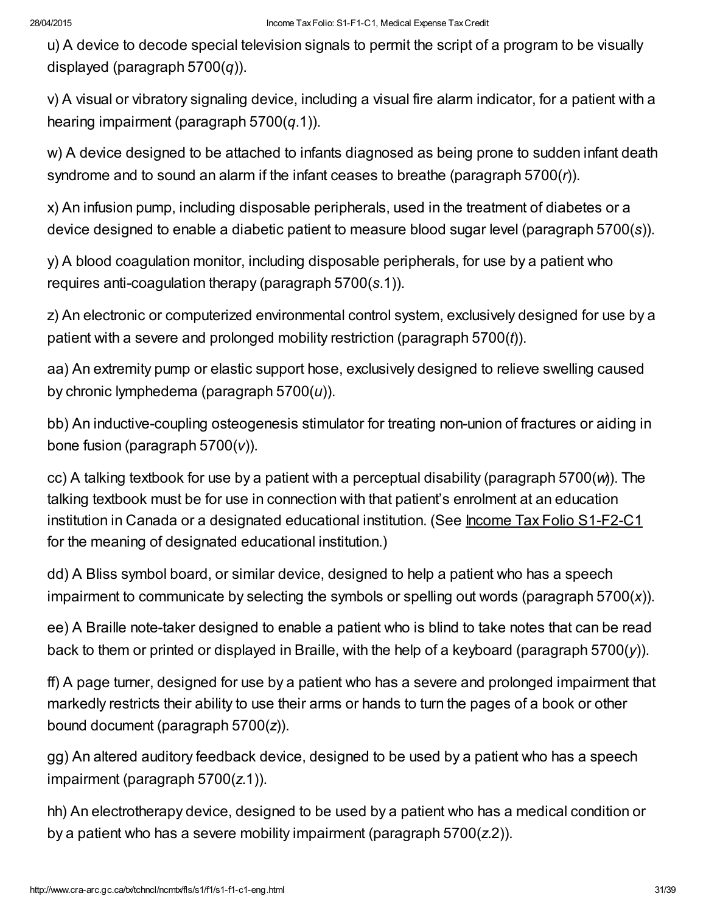u) A device to decode special television signals to permit the script of a program to be visually displayed (paragraph 5700(*q*)).

v) A visual or vibratory signaling device, including a visual fire alarm indicator, for a patient with a hearing impairment (paragraph 5700(*q*.1)).

w) A device designed to be attached to infants diagnosed as being prone to sudden infant death syndrome and to sound an alarm if the infant ceases to breathe (paragraph 5700(*r*)).

x) An infusion pump, including disposable peripherals, used in the treatment of diabetes or a device designed to enable a diabetic patient to measure blood sugar level (paragraph 5700(*s*)).

y) A blood coagulation monitor, including disposable peripherals, for use by a patient who requires anti-coagulation therapy (paragraph 5700(*s*.1)).

z) An electronic or computerized environmental control system, exclusively designed for use by a patient with a severe and prolonged mobility restriction (paragraph 5700(*t*)).

aa) An extremity pump or elastic support hose, exclusively designed to relieve swelling caused by chronic lymphedema (paragraph 5700(*u*)).

bb) An inductive-coupling osteogenesis stimulator for treating non-union of fractures or aiding in bone fusion (paragraph 5700(*v*)).

cc) A talking textbook for use by a patient with a perceptual disability (paragraph 5700(*w*)). The talking textbook must be for use in connection with that patient's enrolment at an education institution in Canada or a designated educational institution. (See Income Tax Folio S1-F2-C1 for the meaning of designated educational institution.)

dd) A Bliss symbol board, or similar device, designed to help a patient who has a speech impairment to communicate by selecting the symbols or spelling out words (paragraph 5700(*x*)).

ee) A Braille note-taker designed to enable a patient who is blind to take notes that can be read back to them or printed or displayed in Braille, with the help of a keyboard (paragraph 5700(*y*)).

ff) A page turner, designed for use by a patient who has a severe and prolonged impairment that markedly restricts their ability to use their arms or hands to turn the pages of a book or other bound document (paragraph 5700(*z*)).

gg) An altered auditory feedback device, designed to be used by a patient who has a speech impairment (paragraph 5700(*z*.1)).

hh) An electrotherapy device, designed to be used by a patient who has a medical condition or by a patient who has a severe mobility impairment (paragraph 5700(*z*.2)).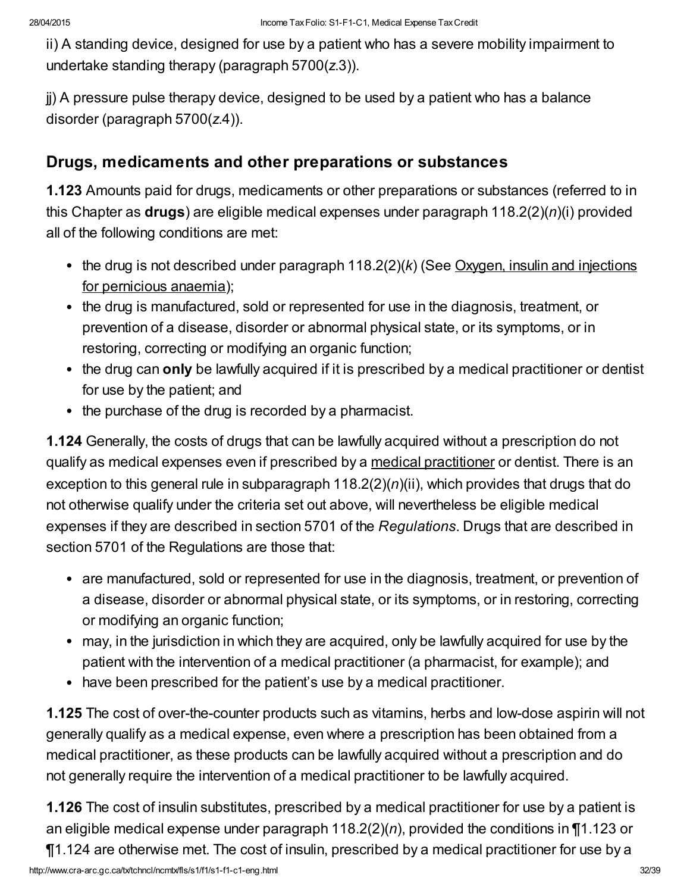ii) A standing device, designed for use by a patient who has a severe mobility impairment to undertake standing therapy (paragraph 5700(*z*.3)).

jj) A pressure pulse therapy device, designed to be used by a patient who has a balance disorder (paragraph 5700(*z*.4)).

## Drugs, medicaments and other preparations or substances

**1.123** Amounts paid for drugs, medicaments or other preparations or substances (referred to in this Chapter as **drugs**) are eligible medical expenses under paragraph 118.2(2)(*n*)(i) provided all of the following conditions are met:

- the drug is not described under paragraph 118.2(2)(*k*) (See Oxygen, insulin and injections for pernicious anaemia);
- the drug is manufactured, sold or represented for use in the diagnosis, treatment, or prevention of a disease, disorder or abnormal physical state, or its symptoms, or in restoring, correcting or modifying an organic function;
- the drug can **only** be lawfully acquired if it is prescribed by a medical practitioner or dentist for use by the patient; and
- the purchase of the drug is recorded by a pharmacist.

**1.124** Generally, the costs of drugs that can be lawfully acquired without a prescription do not qualify as medical expenses even if prescribed by a medical practitioner or dentist. There is an exception to this general rule in subparagraph 118.2(2)(*n*)(ii), which provides that drugs that do not otherwise qualify under the criteria set out above, will nevertheless be eligible medical expenses if they are described in section 5701 of the *Regulations*. Drugs that are described in section 5701 of the Regulations are those that:

- are manufactured, sold or represented for use in the diagnosis, treatment, or prevention of a disease, disorder or abnormal physical state, or its symptoms, or in restoring, correcting or modifying an organic function;
- may, in the jurisdiction in which they are acquired, only be lawfully acquired for use by the patient with the intervention of a medical practitioner (a pharmacist, for example); and
- have been prescribed for the patient's use by a medical practitioner.

**1.125** The cost of over-the-counter products such as vitamins, herbs and low-dose aspirin will not generally qualify as a medical expense, even where a prescription has been obtained from a medical practitioner, as these products can be lawfully acquired without a prescription and do not generally require the intervention of a medical practitioner to be lawfully acquired.

**1.126** The cost of insulin substitutes, prescribed by a medical practitioner for use by a patient is an eligible medical expense under paragraph 118.2(2)(*n*), provided the conditions in ¶1.123 or ¶1.124 are otherwise met. The cost of insulin, prescribed by a medical practitioner for use by a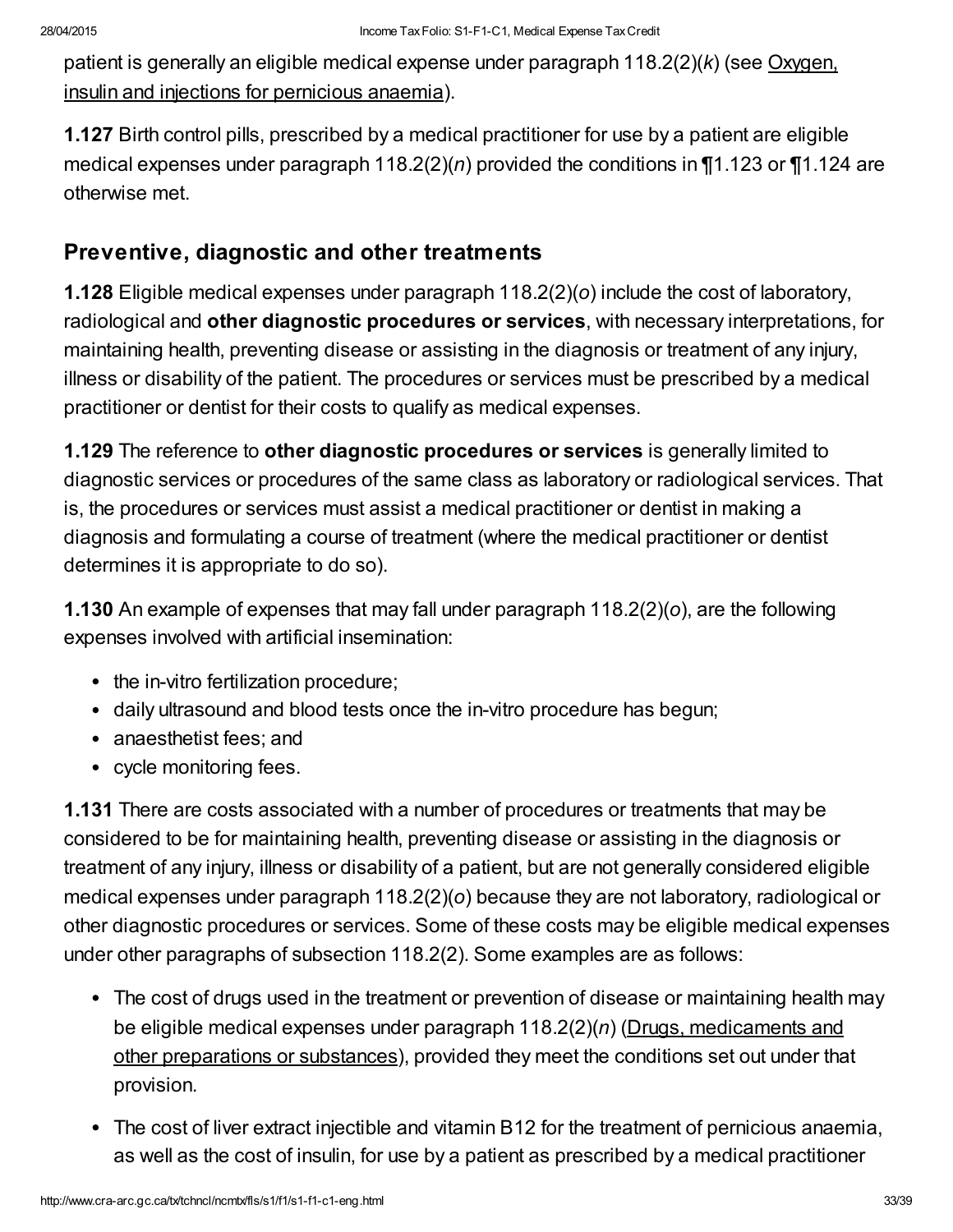patient is generally an eligible medical expense under paragraph 118.2(2)(*k*) (see Oxygen, insulin and injections for pernicious anaemia).

**1.127** Birth control pills, prescribed by a medical practitioner for use by a patient are eligible medical expenses under paragraph 118.2(2)(*n*) provided the conditions in ¶1.123 or ¶1.124 are otherwise met.

## Preventive, diagnostic and other treatments

**1.128** Eligible medical expenses under paragraph 118.2(2)(*o*) include the cost of laboratory, radiological and **other diagnostic procedures or services**, with necessary interpretations, for maintaining health, preventing disease or assisting in the diagnosis or treatment of any injury, illness or disability of the patient. The procedures or services must be prescribed by a medical practitioner or dentist for their costs to qualify as medical expenses.

**1.129** The reference to **other diagnostic procedures or services** is generally limited to diagnostic services or procedures of the same class as laboratory or radiological services. That is, the procedures or services must assist a medical practitioner or dentist in making a diagnosis and formulating a course of treatment (where the medical practitioner or dentist determines it is appropriate to do so).

**1.130** An example of expenses that may fall under paragraph 118.2(2)(*o*), are the following expenses involved with artificial insemination:

- the in-vitro fertilization procedure;
- daily ultrasound and blood tests once the in-vitro procedure has begun;
- anaesthetist fees; and
- cycle monitoring fees.

**1.131** There are costs associated with a number of procedures or treatments that may be considered to be for maintaining health, preventing disease or assisting in the diagnosis or treatment of any injury, illness or disability of a patient, but are not generally considered eligible medical expenses under paragraph 118.2(2)(*o*) because they are not laboratory, radiological or other diagnostic procedures or services. Some of these costs may be eligible medical expenses under other paragraphs of subsection 118.2(2). Some examples are as follows:

- The cost of drugs used in the treatment or prevention of disease or maintaining health may be eligible medical expenses under paragraph 118.2(2)(*n*) (Drugs, medicaments and other preparations or substances), provided they meet the conditions set out under that provision.
- The cost of liver extract injectible and vitamin B12 for the treatment of pernicious anaemia, as well as the cost of insulin, for use by a patient as prescribed by a medical practitioner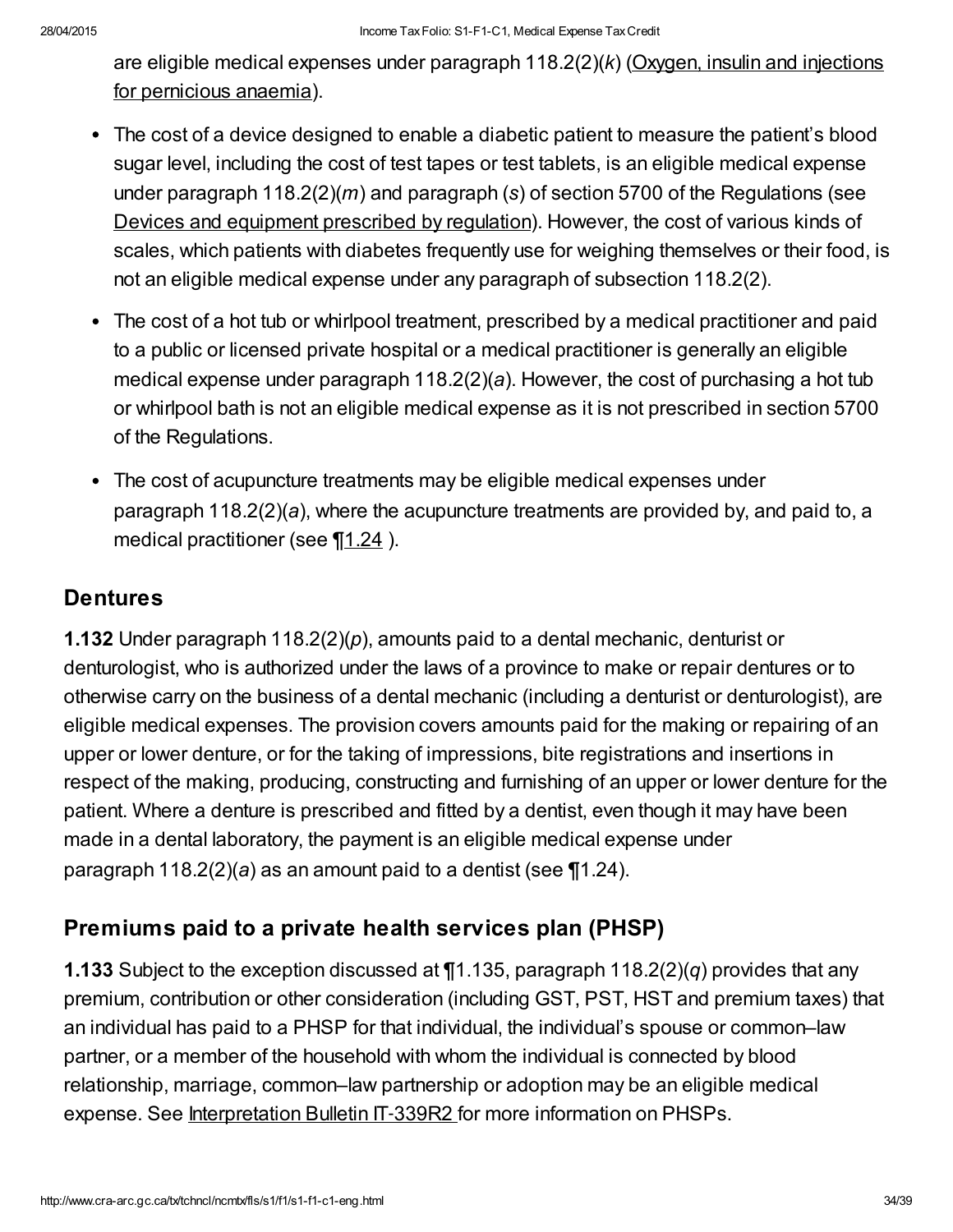are eligible medical expenses under paragraph 118.2(2)(*k*) (Oxygen, insulin and injections for pernicious anaemia).

- The cost of a device designed to enable a diabetic patient to measure the patient's blood sugar level, including the cost of test tapes or test tablets, is an eligible medical expense under paragraph 118.2(2)(*m*) and paragraph (*s*) of section 5700 of the Regulations (see Devices and equipment prescribed by regulation). However, the cost of various kinds of scales, which patients with diabetes frequently use for weighing themselves or their food, is not an eligible medical expense under any paragraph of subsection 118.2(2).
- The cost of a hot tub or whirlpool treatment, prescribed by a medical practitioner and paid to a public or licensed private hospital or a medical practitioner is generally an eligible medical expense under paragraph 118.2(2)(*a*). However, the cost of purchasing a hot tub or whirlpool bath is not an eligible medical expense as it is not prescribed in section 5700 of the Regulations.
- The cost of acupuncture treatments may be eligible medical expenses under paragraph 118.2(2)(*a*), where the acupuncture treatments are provided by, and paid to, a medical practitioner (see ¶1.24 ).

## Dentures

**1.132** Under paragraph 118.2(2)(*p*), amounts paid to a dental mechanic, denturist or denturologist, who is authorized under the laws of a province to make or repair dentures or to otherwise carry on the business of a dental mechanic (including a denturist or denturologist), are eligible medical expenses. The provision covers amounts paid for the making or repairing of an upper or lower denture, or for the taking of impressions, bite registrations and insertions in respect of the making, producing, constructing and furnishing of an upper or lower denture for the patient. Where a denture is prescribed and fitted by a dentist, even though it may have been made in a dental laboratory, the payment is an eligible medical expense under paragraph 118.2(2)(*a*) as an amount paid to a dentist (see ¶1.24).

## Premiums paid to a private health services plan (PHSP)

**1.133** Subject to the exception discussed at ¶1.135, paragraph 118.2(2)(*q*) provides that any premium, contribution or other consideration (including GST, PST, HST and premium taxes) that an individual has paid to a PHSP for that individual, the individual's spouse or common–law partner, or a member of the household with whom the individual is connected by blood relationship, marriage, common–law partnership or adoption may be an eligible medical expense. See Interpretation Bulletin IT-339R2 for more information on PHSPs.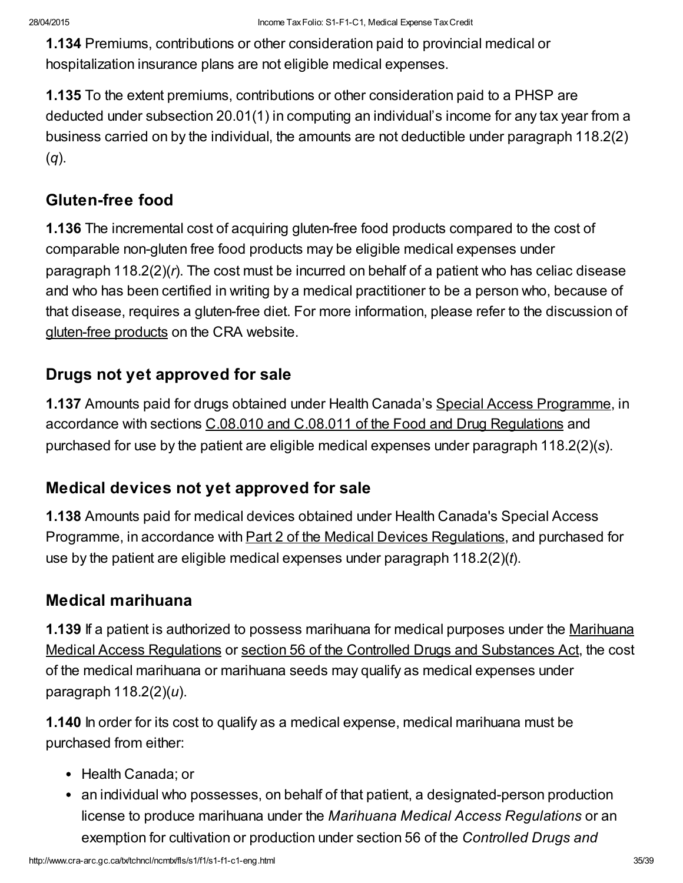**1.134** Premiums, contributions or other consideration paid to provincial medical or hospitalization insurance plans are not eligible medical expenses.

**1.135** To the extent premiums, contributions or other consideration paid to a PHSP are deducted under subsection 20.01(1) in computing an individual's income for any tax year from a business carried on by the individual, the amounts are not deductible under paragraph 118.2(2)(*q*).

## Gluten-free food

**1.136** The incremental cost of acquiring gluten-free food products compared to the cost of comparable non-gluten free food products may be eligible medical expenses under paragraph 118.2(2)(*r*). The cost must be incurred on behalf of a patient who has celiac disease and who has been certified in writing by a medical practitioner to be a person who, because of that disease, requires a gluten-free diet. For more information, please refer to the discussion of gluten-free products on the CRA website.

## Drugs not yet approved for sale

**1.137** Amounts paid for drugs obtained under Health Canada's Special Access Programme, in accordance with sections C.08.010 and C.08.011 of the Food and Drug Regulations and purchased for use by the patient are eligible medical expenses under paragraph 118.2(2)(*s*).

## Medical devices not yet approved for sale

**1.138** Amounts paid for medical devices obtained under Health Canada's Special Access Programme, in accordance with Part 2 of the Medical Devices Regulations, and purchased for use by the patient are eligible medical expenses under paragraph 118.2(2)(*t*).

## Medical marihuana

**1.139** If a patient is authorized to possess marihuana for medical purposes under the Marihuana Medical Access Regulations or section 56 of the Controlled Drugs and Substances Act, the cost of the medical marihuana or marihuana seeds may qualify as medical expenses under paragraph 118.2(2)(*u*).

**1.140** In order for its cost to qualify as a medical expense, medical marihuana must be purchased from either:

- Health Canada; or
- an individual who possesses, on behalf of that patient, a designated-person production license to produce marihuana under the *Marihuana Medical Access Regulations* or an exemption for cultivation or production under section 56 of the *Controlled Drugs and*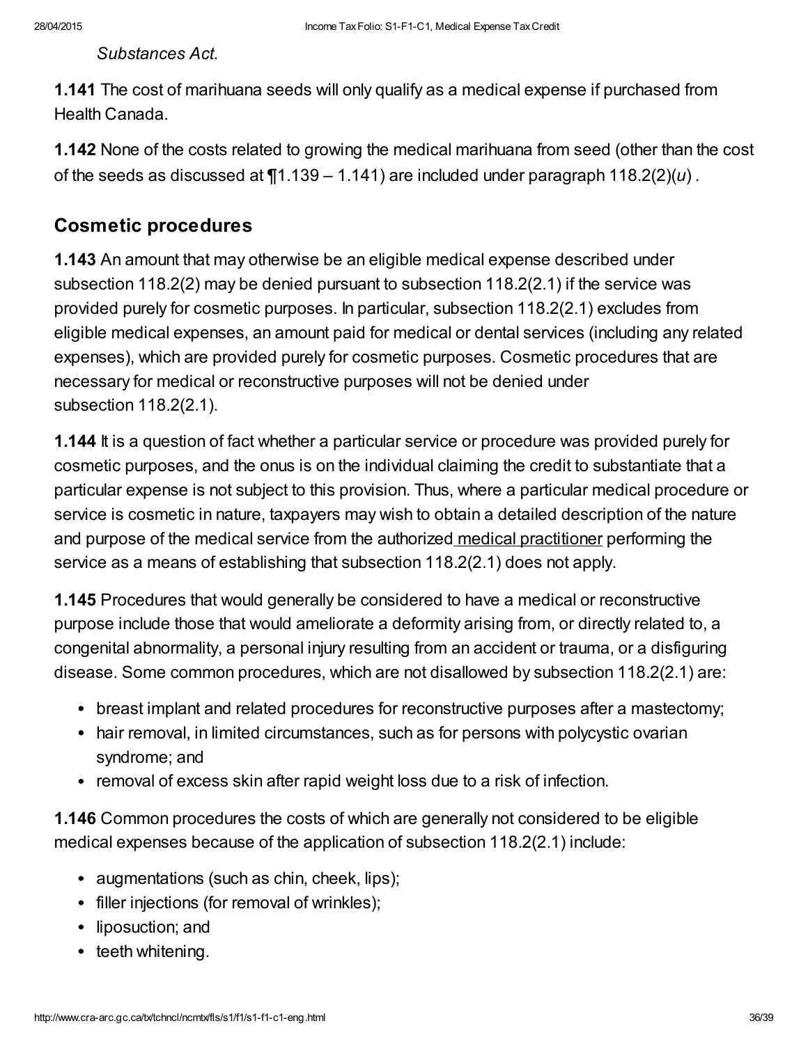*Substances Act*.

**1.141** The cost of marihuana seeds will only qualify as a medical expense if purchased from Health Canada.

**1.142** None of the costs related to growing the medical marihuana from seed (other than the cost of the seeds as discussed at ¶1.139 – 1.141) are included under paragraph 118.2(2)(*u*) .

## Cosmetic procedures

**1.143** An amount that may otherwise be an eligible medical expense described under subsection 118.2(2) may be denied pursuant to subsection 118.2(2.1) if the service was provided purely for cosmetic purposes. In particular, subsection 118.2(2.1) excludes from eligible medical expenses, an amount paid for medical or dental services (including any related expenses), which are provided purely for cosmetic purposes. Cosmetic procedures that are necessary for medical or reconstructive purposes will not be denied under subsection 118.2(2.1).

**1.144** It is a question of fact whether a particular service or procedure was provided purely for cosmetic purposes, and the onus is on the individual claiming the credit to substantiate that a particular expense is not subject to this provision. Thus, where a particular medical procedure or service is cosmetic in nature, taxpayers may wish to obtain a detailed description of the nature and purpose of the medical service from the authorized medical practitioner performing the service as a means of establishing that subsection 118.2(2.1) does not apply.

**1.145** Procedures that would generally be considered to have a medical or reconstructive purpose include those that would ameliorate a deformity arising from, or directly related to, a congenital abnormality, a personal injury resulting from an accident or trauma, or a disfiguring disease. Some common procedures, which are not disallowed by subsection 118.2(2.1) are:

- breast implant and related procedures for reconstructive purposes after a mastectomy;
- hair removal, in limited circumstances, such as for persons with polycystic ovarian syndrome; and
- removal of excess skin after rapid weight loss due to a risk of infection.

**1.146** Common procedures the costs of which are generally not considered to be eligible medical expenses because of the application of subsection 118.2(2.1) include:

- augmentations (such as chin, cheek, lips);
- filler injections (for removal of wrinkles);
- liposuction; and
- teeth whitening.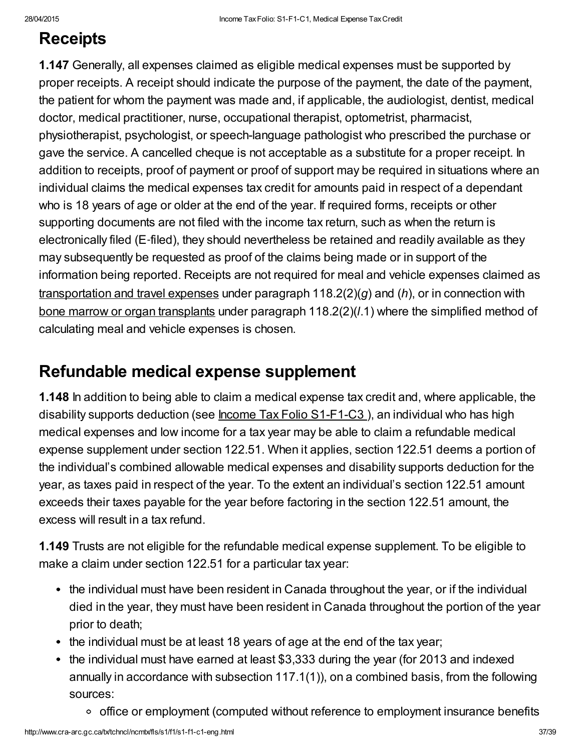## Receipts

**1.147** Generally, all expenses claimed as eligible medical expenses must be supported by proper receipts. A receipt should indicate the purpose of the payment, the date of the payment, the patient for whom the payment was made and, if applicable, the audiologist, dentist, medical doctor, medical practitioner, nurse, occupational therapist, optometrist, pharmacist, physiotherapist, psychologist, or speech-language pathologist who prescribed the purchase or gave the service. A cancelled cheque is not acceptable as a substitute for a proper receipt. In addition to receipts, proof of payment or proof of support may be required in situations where an individual claims the medical expenses tax credit for amounts paid in respect of a dependant who is 18 years of age or older at the end of the year. If required forms, receipts or other supporting documents are not filed with the income tax return, such as when the return is electronically filed (E-filed), they should nevertheless be retained and readily available as they may subsequently be requested as proof of the claims being made or in support of the information being reported. Receipts are not required for meal and vehicle expenses claimed as transportation and travel expenses under paragraph 118.2(2)(*g*) and (*h*), or in connection with bone marrow or organ transplants under paragraph 118.2(2)(*l*.1) where the simplified method of calculating meal and vehicle expenses is chosen.

## Refundable medical expense supplement

**1.148** In addition to being able to claim a medical expense tax credit and, where applicable, the disability supports deduction (see Income Tax Folio S1-F1-C3 ), an individual who has high medical expenses and low income for a tax year may be able to claim a refundable medical expense supplement under section 122.51. When it applies, section 122.51 deems a portion of the individual's combined allowable medical expenses and disability supports deduction for the year, as taxes paid in respect of the year. To the extent an individual's section 122.51 amount exceeds their taxes payable for the year before factoring in the section 122.51 amount, the excess will result in a tax refund.

**1.149** Trusts are not eligible for the refundable medical expense supplement. To be eligible to make a claim under section 122.51 for a particular tax year:

- the individual must have been resident in Canada throughout the year, or if the individual died in the year, they must have been resident in Canada throughout the portion of the year prior to death;
- the individual must be at least 18 years of age at the end of the tax year;
- the individual must have earned at least $3,333 during the year (for 2013 and indexed annually in accordance with subsection 117.1(1)), on a combined basis, from the following sources:
  - office or employment (computed without reference to employment insurance benefits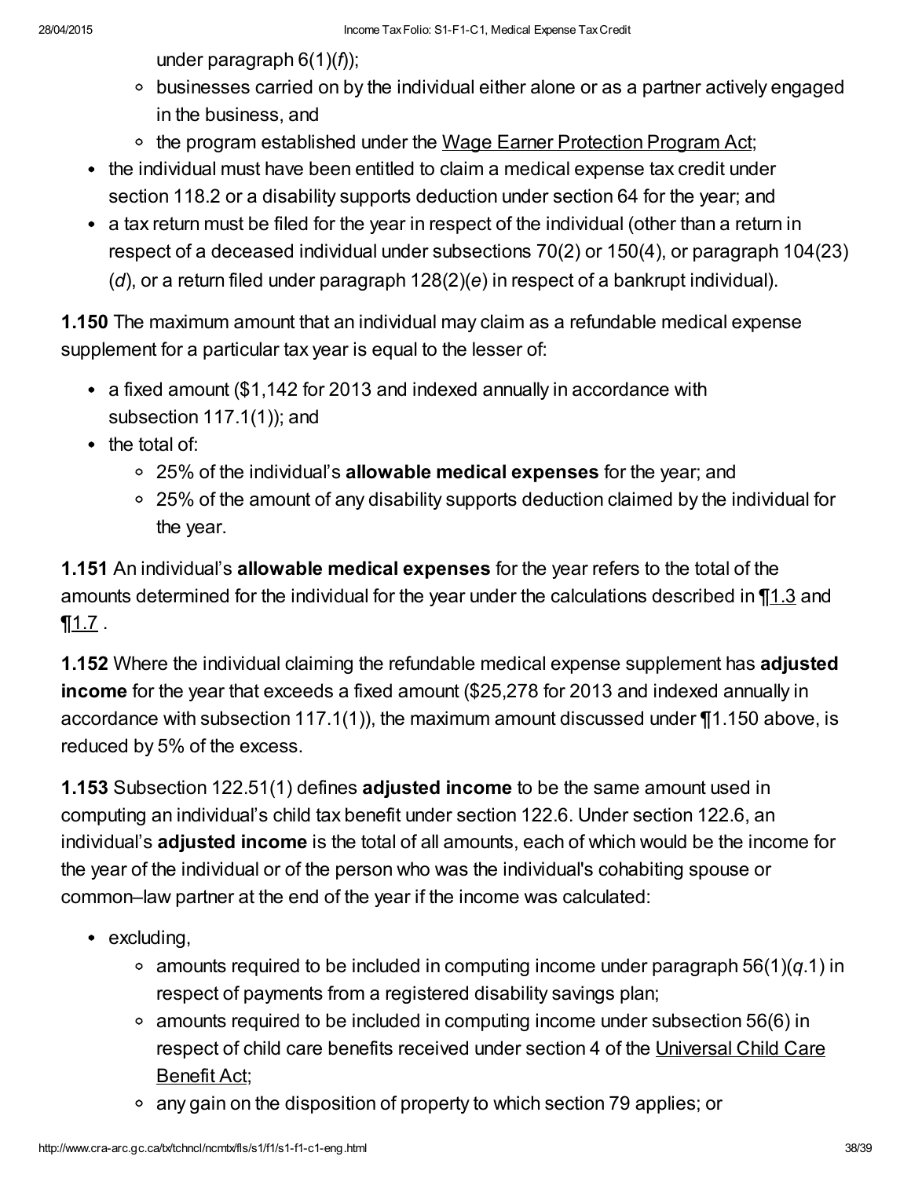under paragraph 6(1)(*f*));
    - businesses carried on by the individual either alone or as a partner actively engaged in the business, and
    - the program established under the Wage Earner Protection Program Act;
- the individual must have been entitled to claim a medical expense tax credit under section 118.2 or a disability supports deduction under section 64 for the year; and
- a tax return must be filed for the year in respect of the individual (other than a return in respect of a deceased individual under subsections 70(2) or 150(4), or paragraph 104(23)(*d*), or a return filed under paragraph 128(2)(*e*) in respect of a bankrupt individual).

**1.150** The maximum amount that an individual may claim as a refundable medical expense supplement for a particular tax year is equal to the lesser of:

- a fixed amount ($1,142 for 2013 and indexed annually in accordance with subsection 117.1(1)); and
- the total of:
    - 25% of the individual's **allowable medical expenses** for the year; and
    - 25% of the amount of any disability supports deduction claimed by the individual for the year.

**1.151** An individual's **allowable medical expenses** for the year refers to the total of the amounts determined for the individual for the year under the calculations described in ¶1.3 and ¶1.7 .

**1.152** Where the individual claiming the refundable medical expense supplement has **adjusted income** for the year that exceeds a fixed amount ($25,278 for 2013 and indexed annually in accordance with subsection 117.1(1)), the maximum amount discussed under ¶1.150 above, is reduced by 5% of the excess.

**1.153** Subsection 122.51(1) defines **adjusted income** to be the same amount used in computing an individual's child tax benefit under section 122.6. Under section 122.6, an individual's **adjusted income** is the total of all amounts, each of which would be the income for the year of the individual or of the person who was the individual's cohabiting spouse or common–law partner at the end of the year if the income was calculated:

- excluding,
    - amounts required to be included in computing income under paragraph 56(1)(*q*.1) in respect of payments from a registered disability savings plan;
    - amounts required to be included in computing income under subsection 56(6) in respect of child care benefits received under section 4 of the Universal Child Care Benefit Act;
    - any gain on the disposition of property to which section 79 applies; or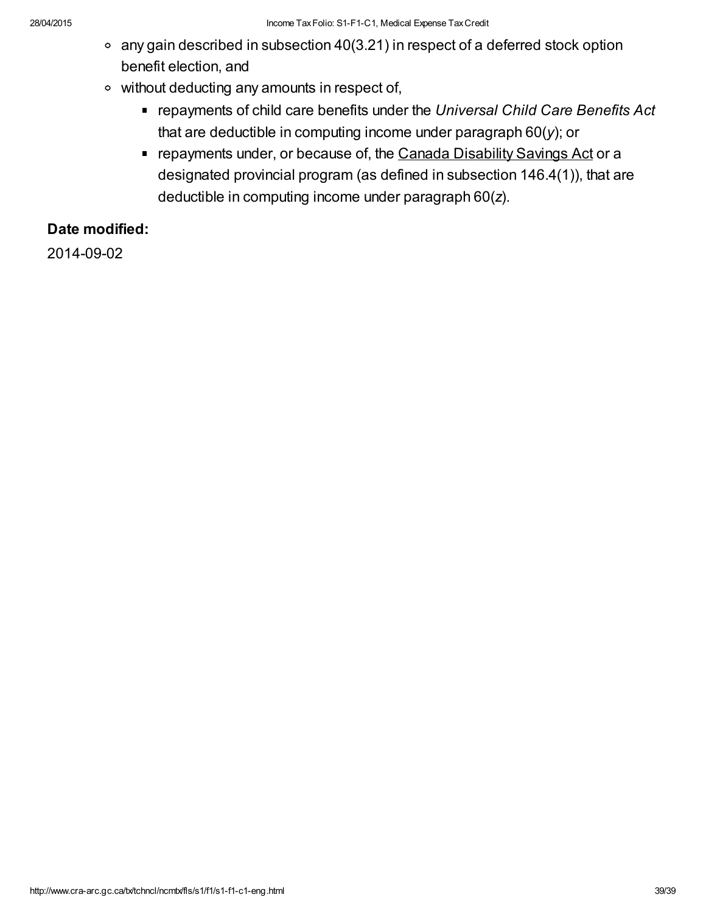- any gain described in subsection 40(3.21) in respect of a deferred stock option benefit election, and
- without deducting any amounts in respect of,
  - repayments of child care benefits under the *Universal Child Care Benefits Act* that are deductible in computing income under paragraph 60(*y*); or
  - repayments under, or because of, the Canada Disability Savings Act or a designated provincial program (as defined in subsection 146.4(1)), that are deductible in computing income under paragraph 60(*z*).

**Date modified:**

2014-09-02